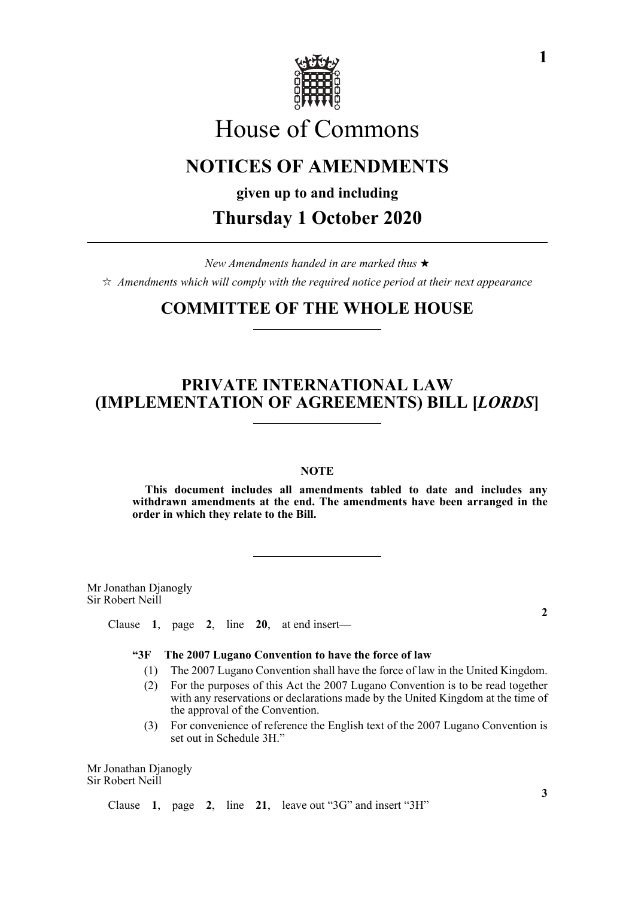# House of Commons

## NOTICES OF AMENDMENTS

**given up to and including**

## Thursday 1 October 2020

*New Amendments handed in are marked thus* ★

☆ *Amendments which will comply with the required notice period at their next appearance*

## COMMITTEE OF THE WHOLE HOUSE

## PRIVATE INTERNATIONAL LAW (IMPLEMENTATION OF AGREEMENTS) BILL [*LORDS*]

**NOTE**

**This document includes all amendments tabled to date and includes any withdrawn amendments at the end. The amendments have been arranged in the order in which they relate to the Bill.**

Mr Jonathan Djanogly
Sir Robert Neill

**2**

Clause **1**, page **2**, line **20**, at end insert—

**"3F The 2007 Lugano Convention to have the force of law**

(1) The 2007 Lugano Convention shall have the force of law in the United Kingdom.

(2) For the purposes of this Act the 2007 Lugano Convention is to be read together with any reservations or declarations made by the United Kingdom at the time of the approval of the Convention.

(3) For convenience of reference the English text of the 2007 Lugano Convention is set out in Schedule 3H."

Mr Jonathan Djanogly
Sir Robert Neill

**3**

Clause **1**, page **2**, line **21**, leave out "3G" and insert "3H"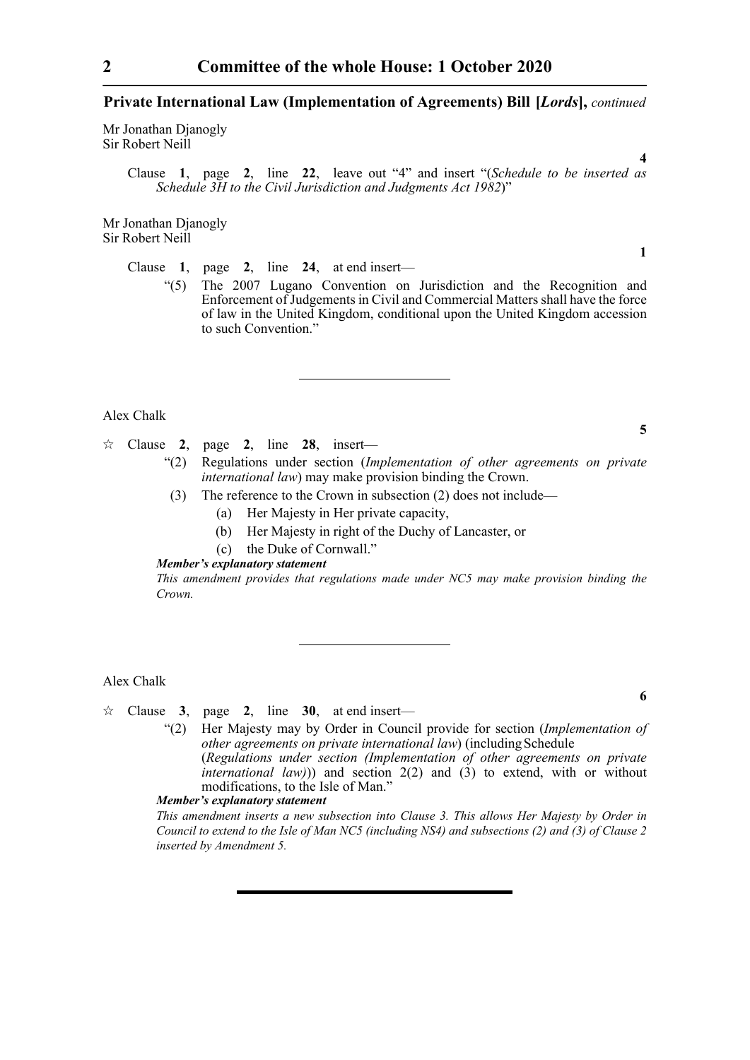**Private International Law (Implementation of Agreements) Bill [*Lords*],** *continued*

Mr Jonathan Djanogly
Sir Robert Neill

**4**

Clause **1**, page **2**, line **22**, leave out "4" and insert "(*Schedule to be inserted as Schedule 3H to the Civil Jurisdiction and Judgments Act 1982*)"

Mr Jonathan Djanogly
Sir Robert Neill

**1**

Clause **1**, page **2**, line **24**, at end insert—

"(5) The 2007 Lugano Convention on Jurisdiction and the Recognition and Enforcement of Judgements in Civil and Commercial Matters shall have the force of law in the United Kingdom, conditional upon the United Kingdom accession to such Convention."

---

Alex Chalk

**5**

☆ Clause **2**, page **2**, line **28**, insert—

"(2) Regulations under section (*Implementation of other agreements on private international law*) may make provision binding the Crown.

(3) The reference to the Crown in subsection (2) does not include—

(a) Her Majesty in Her private capacity,

(b) Her Majesty in right of the Duchy of Lancaster, or

(c) the Duke of Cornwall."

***Member's explanatory statement***

*This amendment provides that regulations made under NC5 may make provision binding the Crown.*

---

Alex Chalk

**6**

☆ Clause **3**, page **2**, line **30**, at end insert—

"(2) Her Majesty may by Order in Council provide for section (*Implementation of other agreements on private international law*) (including Schedule (*Regulations under section (Implementation of other agreements on private international law)*)) and section 2(2) and (3) to extend, with or without modifications, to the Isle of Man."

***Member's explanatory statement***

*This amendment inserts a new subsection into Clause 3. This allows Her Majesty by Order in Council to extend to the Isle of Man NC5 (including NS4) and subsections (2) and (3) of Clause 2 inserted by Amendment 5.*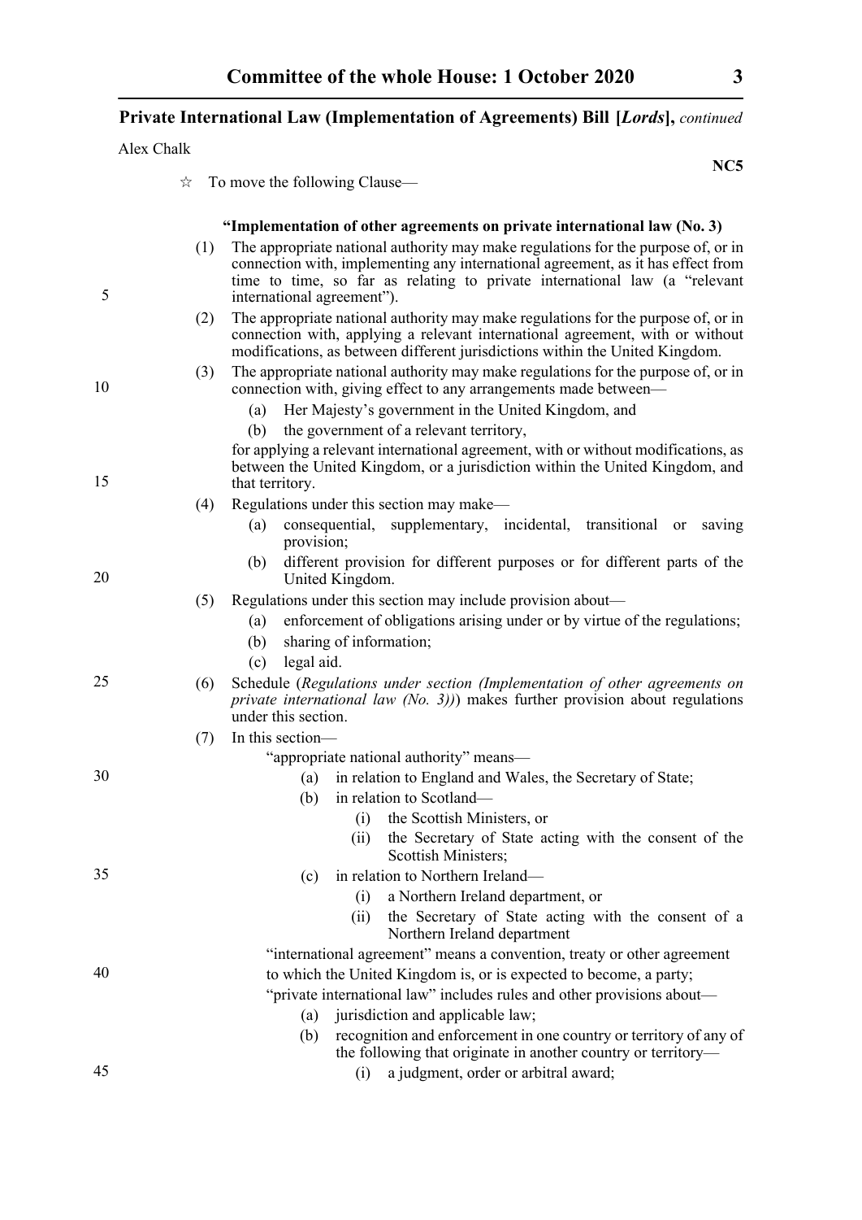**Private International Law (Implementation of Agreements) Bill [*Lords*],** *continued*

Alex Chalk

**NC5**

☆ To move the following Clause—

**"Implementation of other agreements on private international law (No. 3)**

(1) The appropriate national authority may make regulations for the purpose of, or in connection with, implementing any international agreement, as it has effect from time to time, so far as relating to private international law (a "relevant international agreement").

(2) The appropriate national authority may make regulations for the purpose of, or in connection with, applying a relevant international agreement, with or without modifications, as between different jurisdictions within the United Kingdom.

(3) The appropriate national authority may make regulations for the purpose of, or in connection with, giving effect to any arrangements made between—

(a) Her Majesty's government in the United Kingdom, and

(b) the government of a relevant territory,

for applying a relevant international agreement, with or without modifications, as between the United Kingdom, or a jurisdiction within the United Kingdom, and that territory.

(4) Regulations under this section may make—

(a) consequential, supplementary, incidental, transitional or saving provision;

(b) different provision for different purposes or for different parts of the United Kingdom.

(5) Regulations under this section may include provision about—

(a) enforcement of obligations arising under or by virtue of the regulations;

(b) sharing of information;

(c) legal aid.

(6) Schedule (*Regulations under section (Implementation of other agreements on private international law (No. 3))*) makes further provision about regulations under this section.

(7) In this section—

"appropriate national authority" means—

(a) in relation to England and Wales, the Secretary of State;

(b) in relation to Scotland—

(i) the Scottish Ministers, or

(ii) the Secretary of State acting with the consent of the Scottish Ministers;

(c) in relation to Northern Ireland—

(i) a Northern Ireland department, or

(ii) the Secretary of State acting with the consent of a Northern Ireland department

"international agreement" means a convention, treaty or other agreement to which the United Kingdom is, or is expected to become, a party;

"private international law" includes rules and other provisions about—

(a) jurisdiction and applicable law;

(b) recognition and enforcement in one country or territory of any of the following that originate in another country or territory—

(i) a judgment, order or arbitral award;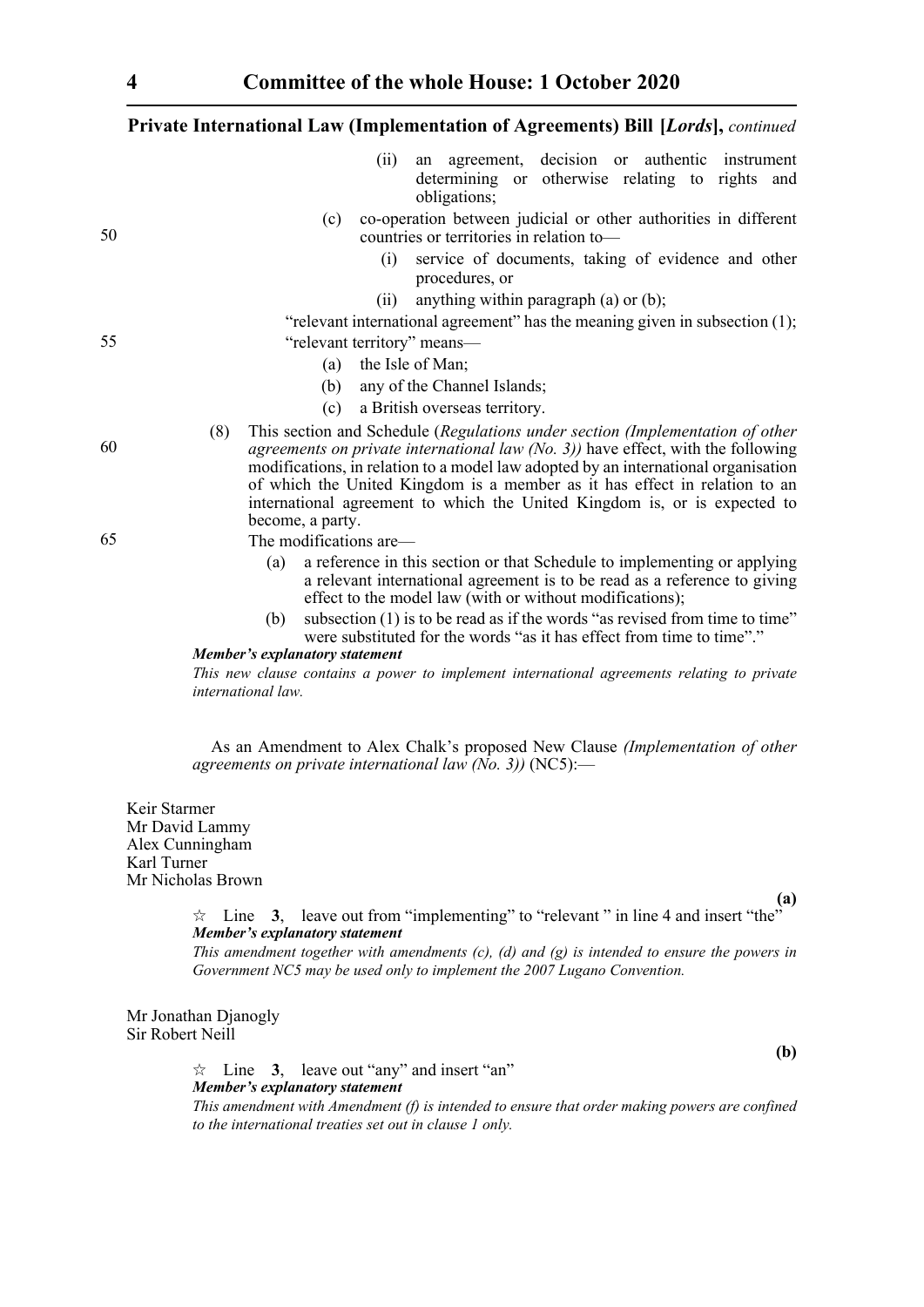(ii) an agreement, decision or authentic instrument determining or otherwise relating to rights and obligations;

(c) co-operation between judicial or other authorities in different countries or territories in relation to—

(i) service of documents, taking of evidence and other procedures, or

(ii) anything within paragraph (a) or (b);

"relevant international agreement" has the meaning given in subsection (1);

"relevant territory" means—

(a) the Isle of Man;

(b) any of the Channel Islands;

(c) a British overseas territory.

(8) This section and Schedule (*Regulations under section (Implementation of other agreements on private international law (No. 3))* have effect, with the following modifications, in relation to a model law adopted by an international organisation of which the United Kingdom is a member as it has effect in relation to an international agreement to which the United Kingdom is, or is expected to become, a party.

The modifications are—

(a) a reference in this section or that Schedule to implementing or applying a relevant international agreement is to be read as a reference to giving effect to the model law (with or without modifications);

(b) subsection (1) is to be read as if the words "as revised from time to time" were substituted for the words "as it has effect from time to time"."

***Member's explanatory statement***

*This new clause contains a power to implement international agreements relating to private international law.*

As an Amendment to Alex Chalk's proposed New Clause *(Implementation of other agreements on private international law (No. 3))* (NC5):—

Keir Starmer
Mr David Lammy
Alex Cunningham
Karl Turner
Mr Nicholas Brown

**(a)**

☆ Line **3**, leave out from "implementing" to "relevant " in line 4 and insert "the"

***Member's explanatory statement***

*This amendment together with amendments (c), (d) and (g) is intended to ensure the powers in Government NC5 may be used only to implement the 2007 Lugano Convention.*

Mr Jonathan Djanogly
Sir Robert Neill

**(b)**

☆ Line **3**, leave out "any" and insert "an"

***Member's explanatory statement***

*This amendment with Amendment (f) is intended to ensure that order making powers are confined to the international treaties set out in clause 1 only.*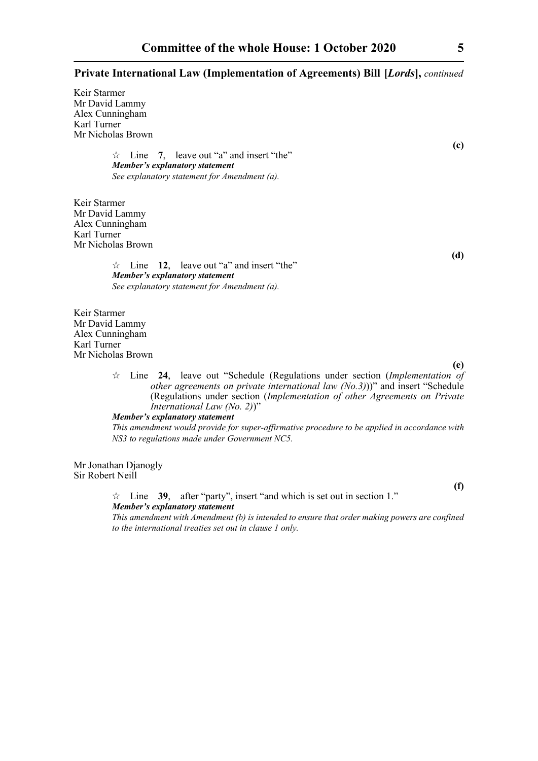Keir Starmer
Mr David Lammy
Alex Cunningham
Karl Turner
Mr Nicholas Brown

**(c)**

☆ Line **7**, leave out "a" and insert "the"

***Member's explanatory statement***

*See explanatory statement for Amendment (a).*

Keir Starmer
Mr David Lammy
Alex Cunningham
Karl Turner
Mr Nicholas Brown

**(d)**

☆ Line **12**, leave out "a" and insert "the"

***Member's explanatory statement***

*See explanatory statement for Amendment (a).*

Keir Starmer
Mr David Lammy
Alex Cunningham
Karl Turner
Mr Nicholas Brown

**(e)**

☆ Line **24**, leave out "Schedule (Regulations under section (*Implementation of other agreements on private international law (No.3)*))" and insert "Schedule (Regulations under section (*Implementation of other Agreements on Private International Law (No. 2)*)"

***Member's explanatory statement***

*This amendment would provide for super-affirmative procedure to be applied in accordance with NS3 to regulations made under Government NC5.*

Mr Jonathan Djanogly
Sir Robert Neill

**(f)**

☆ Line **39**, after "party", insert "and which is set out in section 1."

***Member's explanatory statement***

*This amendment with Amendment (b) is intended to ensure that order making powers are confined to the international treaties set out in clause 1 only.*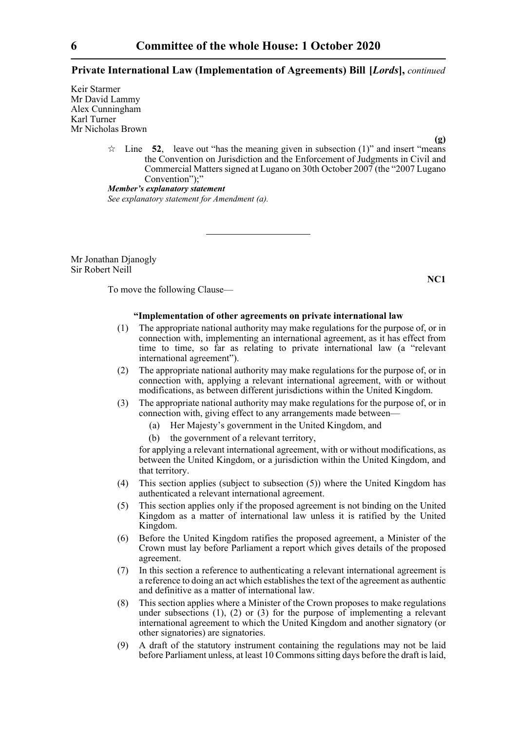**Private International Law (Implementation of Agreements) Bill [*Lords*],** *continued*

Keir Starmer
Mr David Lammy
Alex Cunningham
Karl Turner
Mr Nicholas Brown

**(g)**

☆ Line **52**, leave out "has the meaning given in subsection (1)" and insert "means the Convention on Jurisdiction and the Enforcement of Judgments in Civil and Commercial Matters signed at Lugano on 30th October 2007 (the "2007 Lugano Convention");"

***Member's explanatory statement***
*See explanatory statement for Amendment (a).*

---

Mr Jonathan Djanogly
Sir Robert Neill

**NC1**

To move the following Clause—

**"Implementation of other agreements on private international law**

(1) The appropriate national authority may make regulations for the purpose of, or in connection with, implementing an international agreement, as it has effect from time to time, so far as relating to private international law (a "relevant international agreement").

(2) The appropriate national authority may make regulations for the purpose of, or in connection with, applying a relevant international agreement, with or without modifications, as between different jurisdictions within the United Kingdom.

(3) The appropriate national authority may make regulations for the purpose of, or in connection with, giving effect to any arrangements made between—

(a) Her Majesty's government in the United Kingdom, and

(b) the government of a relevant territory,

for applying a relevant international agreement, with or without modifications, as between the United Kingdom, or a jurisdiction within the United Kingdom, and that territory.

(4) This section applies (subject to subsection (5)) where the United Kingdom has authenticated a relevant international agreement.

(5) This section applies only if the proposed agreement is not binding on the United Kingdom as a matter of international law unless it is ratified by the United Kingdom.

(6) Before the United Kingdom ratifies the proposed agreement, a Minister of the Crown must lay before Parliament a report which gives details of the proposed agreement.

(7) In this section a reference to authenticating a relevant international agreement is a reference to doing an act which establishes the text of the agreement as authentic and definitive as a matter of international law.

(8) This section applies where a Minister of the Crown proposes to make regulations under subsections (1), (2) or (3) for the purpose of implementing a relevant international agreement to which the United Kingdom and another signatory (or other signatories) are signatories.

(9) A draft of the statutory instrument containing the regulations may not be laid before Parliament unless, at least 10 Commons sitting days before the draft is laid,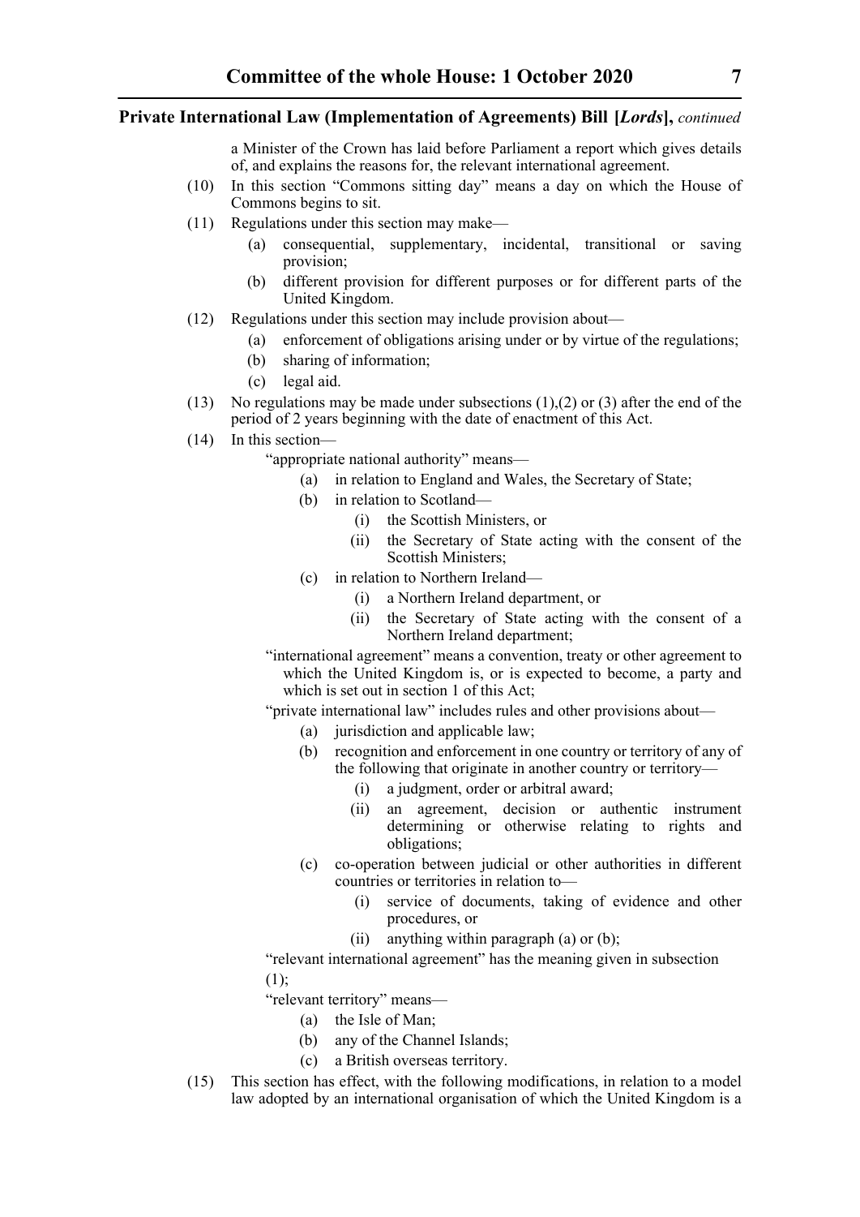a Minister of the Crown has laid before Parliament a report which gives details of, and explains the reasons for, the relevant international agreement.

(10) In this section "Commons sitting day" means a day on which the House of Commons begins to sit.

(11) Regulations under this section may make—

- (a) consequential, supplementary, incidental, transitional or saving provision;
- (b) different provision for different purposes or for different parts of the United Kingdom.

(12) Regulations under this section may include provision about—

- (a) enforcement of obligations arising under or by virtue of the regulations;
- (b) sharing of information;
- (c) legal aid.

(13) No regulations may be made under subsections (1),(2) or (3) after the end of the period of 2 years beginning with the date of enactment of this Act.

(14) In this section—

"appropriate national authority" means—

- (a) in relation to England and Wales, the Secretary of State;
- (b) in relation to Scotland—
  - (i) the Scottish Ministers, or
  - (ii) the Secretary of State acting with the consent of the Scottish Ministers;
- (c) in relation to Northern Ireland—
  - (i) a Northern Ireland department, or
  - (ii) the Secretary of State acting with the consent of a Northern Ireland department;

"international agreement" means a convention, treaty or other agreement to which the United Kingdom is, or is expected to become, a party and which is set out in section 1 of this Act;

"private international law" includes rules and other provisions about—

- (a) jurisdiction and applicable law;
- (b) recognition and enforcement in one country or territory of any of the following that originate in another country or territory—
  - (i) a judgment, order or arbitral award;
  - (ii) an agreement, decision or authentic instrument determining or otherwise relating to rights and obligations;
- (c) co-operation between judicial or other authorities in different countries or territories in relation to—
  - (i) service of documents, taking of evidence and other procedures, or
  - (ii) anything within paragraph (a) or (b);

"relevant international agreement" has the meaning given in subsection (1);

"relevant territory" means—

- (a) the Isle of Man;
- (b) any of the Channel Islands;
- (c) a British overseas territory.

(15) This section has effect, with the following modifications, in relation to a model law adopted by an international organisation of which the United Kingdom is a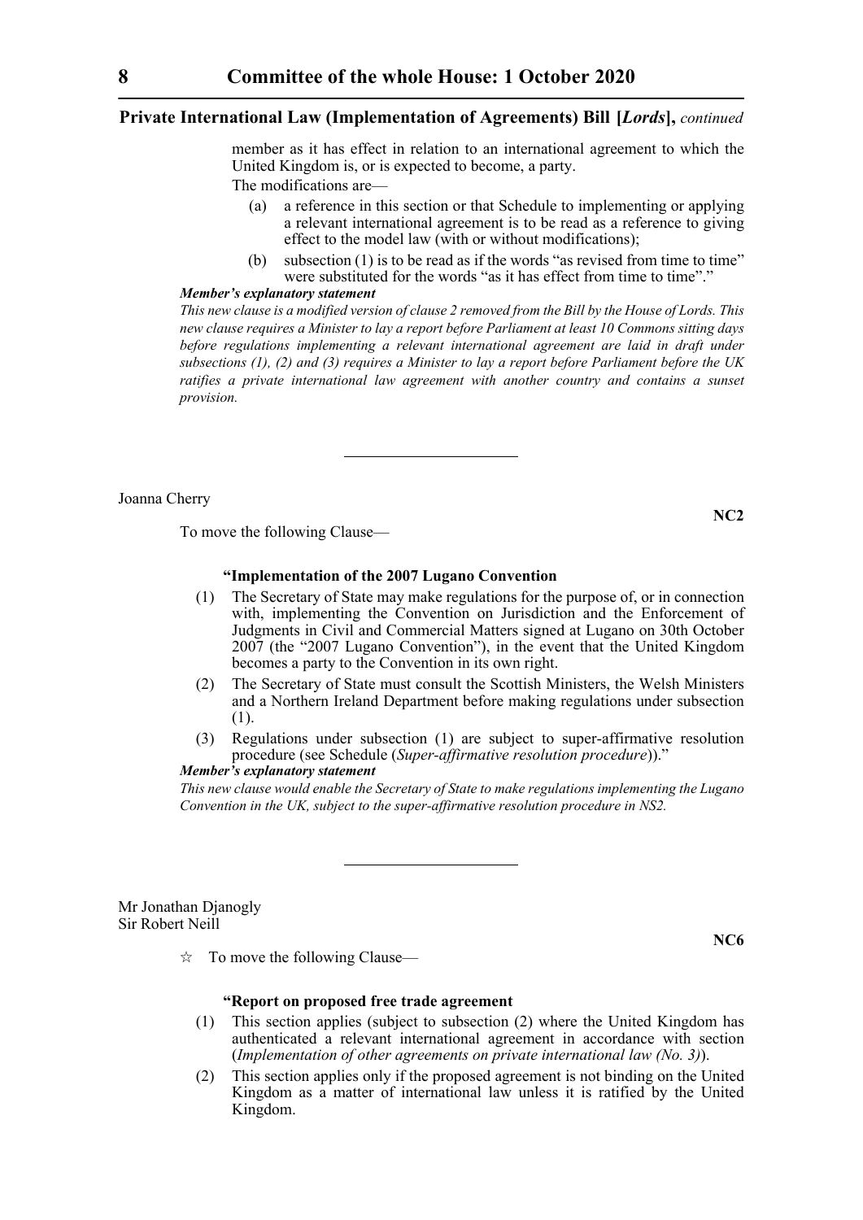member as it has effect in relation to an international agreement to which the United Kingdom is, or is expected to become, a party.

The modifications are—

(a) a reference in this section or that Schedule to implementing or applying a relevant international agreement is to be read as a reference to giving effect to the model law (with or without modifications);

(b) subsection (1) is to be read as if the words "as revised from time to time" were substituted for the words "as it has effect from time to time"."

***Member's explanatory statement***

*This new clause is a modified version of clause 2 removed from the Bill by the House of Lords. This new clause requires a Minister to lay a report before Parliament at least 10 Commons sitting days before regulations implementing a relevant international agreement are laid in draft under subsections (1), (2) and (3) requires a Minister to lay a report before Parliament before the UK ratifies a private international law agreement with another country and contains a sunset provision.*

---

Joanna Cherry

**NC2**

To move the following Clause—

**"Implementation of the 2007 Lugano Convention**

(1) The Secretary of State may make regulations for the purpose of, or in connection with, implementing the Convention on Jurisdiction and the Enforcement of Judgments in Civil and Commercial Matters signed at Lugano on 30th October 2007 (the "2007 Lugano Convention"), in the event that the United Kingdom becomes a party to the Convention in its own right.

(2) The Secretary of State must consult the Scottish Ministers, the Welsh Ministers and a Northern Ireland Department before making regulations under subsection (1).

(3) Regulations under subsection (1) are subject to super-affirmative resolution procedure (see Schedule (*Super-affirmative resolution procedure*))."

***Member's explanatory statement***

*This new clause would enable the Secretary of State to make regulations implementing the Lugano Convention in the UK, subject to the super-affirmative resolution procedure in NS2.*

---

Mr Jonathan Djanogly
Sir Robert Neill

**NC6**

☆ To move the following Clause—

**"Report on proposed free trade agreement**

(1) This section applies (subject to subsection (2) where the United Kingdom has authenticated a relevant international agreement in accordance with section (*Implementation of other agreements on private international law (No. 3)*).

(2) This section applies only if the proposed agreement is not binding on the United Kingdom as a matter of international law unless it is ratified by the United Kingdom.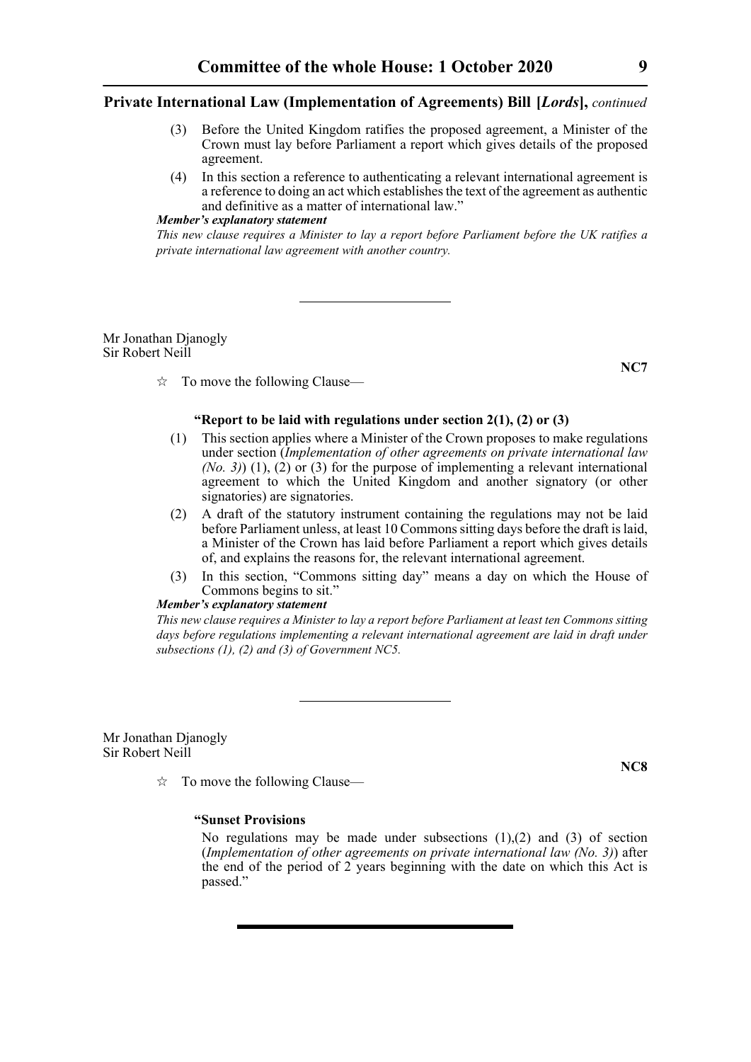(3) Before the United Kingdom ratifies the proposed agreement, a Minister of the Crown must lay before Parliament a report which gives details of the proposed agreement.

(4) In this section a reference to authenticating a relevant international agreement is a reference to doing an act which establishes the text of the agreement as authentic and definitive as a matter of international law."

***Member's explanatory statement***

*This new clause requires a Minister to lay a report before Parliament before the UK ratifies a private international law agreement with another country.*

---

Mr Jonathan Djanogly
Sir Robert Neill

**NC7**

☆ To move the following Clause—

**"Report to be laid with regulations under section 2(1), (2) or (3)**

(1) This section applies where a Minister of the Crown proposes to make regulations under section (*Implementation of other agreements on private international law (No. 3)*) (1), (2) or (3) for the purpose of implementing a relevant international agreement to which the United Kingdom and another signatory (or other signatories) are signatories.

(2) A draft of the statutory instrument containing the regulations may not be laid before Parliament unless, at least 10 Commons sitting days before the draft is laid, a Minister of the Crown has laid before Parliament a report which gives details of, and explains the reasons for, the relevant international agreement.

(3) In this section, "Commons sitting day" means a day on which the House of Commons begins to sit."

***Member's explanatory statement***

*This new clause requires a Minister to lay a report before Parliament at least ten Commons sitting days before regulations implementing a relevant international agreement are laid in draft under subsections (1), (2) and (3) of Government NC5.*

---

Mr Jonathan Djanogly
Sir Robert Neill

**NC8**

☆ To move the following Clause—

**"Sunset Provisions**

No regulations may be made under subsections (1),(2) and (3) of section (*Implementation of other agreements on private international law (No. 3)*) after the end of the period of 2 years beginning with the date on which this Act is passed."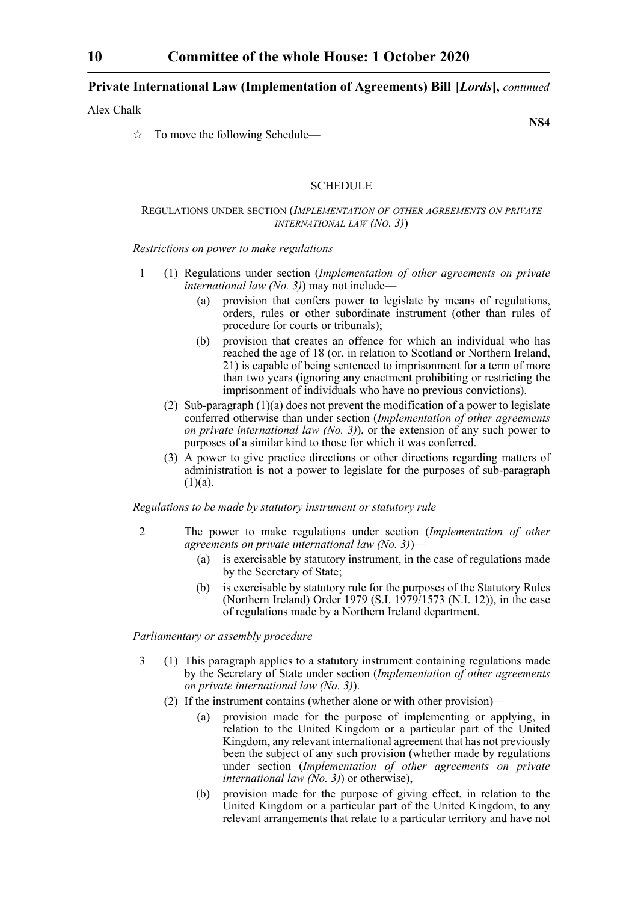**Private International Law (Implementation of Agreements) Bill [*Lords*],** *continued*

Alex Chalk

**NS4**

☆ To move the following Schedule—

SCHEDULE

REGULATIONS UNDER SECTION (*IMPLEMENTATION OF OTHER AGREEMENTS ON PRIVATE INTERNATIONAL LAW (NO. 3)*)

*Restrictions on power to make regulations*

1 (1) Regulations under section (*Implementation of other agreements on private international law (No. 3)*) may not include—

(a) provision that confers power to legislate by means of regulations, orders, rules or other subordinate instrument (other than rules of procedure for courts or tribunals);

(b) provision that creates an offence for which an individual who has reached the age of 18 (or, in relation to Scotland or Northern Ireland, 21) is capable of being sentenced to imprisonment for a term of more than two years (ignoring any enactment prohibiting or restricting the imprisonment of individuals who have no previous convictions).

(2) Sub-paragraph (1)(a) does not prevent the modification of a power to legislate conferred otherwise than under section (*Implementation of other agreements on private international law (No. 3)*), or the extension of any such power to purposes of a similar kind to those for which it was conferred.

(3) A power to give practice directions or other directions regarding matters of administration is not a power to legislate for the purposes of sub-paragraph (1)(a).

*Regulations to be made by statutory instrument or statutory rule*

2 The power to make regulations under section (*Implementation of other agreements on private international law (No. 3)*)—

(a) is exercisable by statutory instrument, in the case of regulations made by the Secretary of State;

(b) is exercisable by statutory rule for the purposes of the Statutory Rules (Northern Ireland) Order 1979 (S.I. 1979/1573 (N.I. 12)), in the case of regulations made by a Northern Ireland department.

*Parliamentary or assembly procedure*

3 (1) This paragraph applies to a statutory instrument containing regulations made by the Secretary of State under section (*Implementation of other agreements on private international law (No. 3)*).

(2) If the instrument contains (whether alone or with other provision)—

(a) provision made for the purpose of implementing or applying, in relation to the United Kingdom or a particular part of the United Kingdom, any relevant international agreement that has not previously been the subject of any such provision (whether made by regulations under section (*Implementation of other agreements on private international law (No. 3)*) or otherwise),

(b) provision made for the purpose of giving effect, in relation to the United Kingdom or a particular part of the United Kingdom, to any relevant arrangements that relate to a particular territory and have not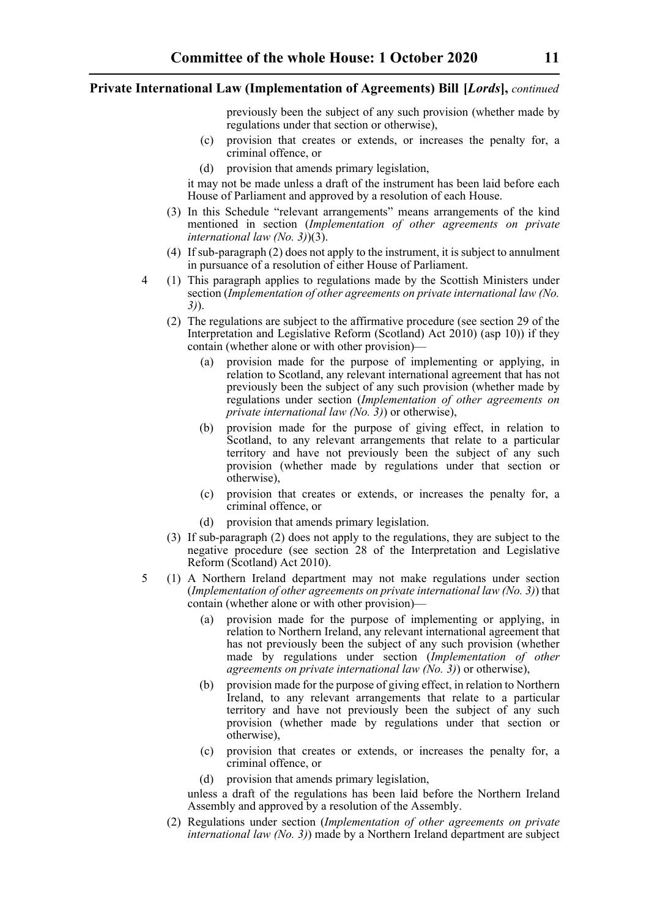previously been the subject of any such provision (whether made by regulations under that section or otherwise),

(c) provision that creates or extends, or increases the penalty for, a criminal offence, or

(d) provision that amends primary legislation,

it may not be made unless a draft of the instrument has been laid before each House of Parliament and approved by a resolution of each House.

(3) In this Schedule "relevant arrangements" means arrangements of the kind mentioned in section (*Implementation of other agreements on private international law (No. 3)*)(3).

(4) If sub-paragraph (2) does not apply to the instrument, it is subject to annulment in pursuance of a resolution of either House of Parliament.

4 (1) This paragraph applies to regulations made by the Scottish Ministers under section (*Implementation of other agreements on private international law (No. 3)*).

(2) The regulations are subject to the affirmative procedure (see section 29 of the Interpretation and Legislative Reform (Scotland) Act 2010) (asp 10)) if they contain (whether alone or with other provision)—

(a) provision made for the purpose of implementing or applying, in relation to Scotland, any relevant international agreement that has not previously been the subject of any such provision (whether made by regulations under section (*Implementation of other agreements on private international law (No. 3)*) or otherwise),

(b) provision made for the purpose of giving effect, in relation to Scotland, to any relevant arrangements that relate to a particular territory and have not previously been the subject of any such provision (whether made by regulations under that section or otherwise),

(c) provision that creates or extends, or increases the penalty for, a criminal offence, or

(d) provision that amends primary legislation.

(3) If sub-paragraph (2) does not apply to the regulations, they are subject to the negative procedure (see section 28 of the Interpretation and Legislative Reform (Scotland) Act 2010).

5 (1) A Northern Ireland department may not make regulations under section (*Implementation of other agreements on private international law (No. 3)*) that contain (whether alone or with other provision)—

(a) provision made for the purpose of implementing or applying, in relation to Northern Ireland, any relevant international agreement that has not previously been the subject of any such provision (whether made by regulations under section (*Implementation of other agreements on private international law (No. 3)*) or otherwise),

(b) provision made for the purpose of giving effect, in relation to Northern Ireland, to any relevant arrangements that relate to a particular territory and have not previously been the subject of any such provision (whether made by regulations under that section or otherwise),

(c) provision that creates or extends, or increases the penalty for, a criminal offence, or

(d) provision that amends primary legislation,

unless a draft of the regulations has been laid before the Northern Ireland Assembly and approved by a resolution of the Assembly.

(2) Regulations under section (*Implementation of other agreements on private international law (No. 3)*) made by a Northern Ireland department are subject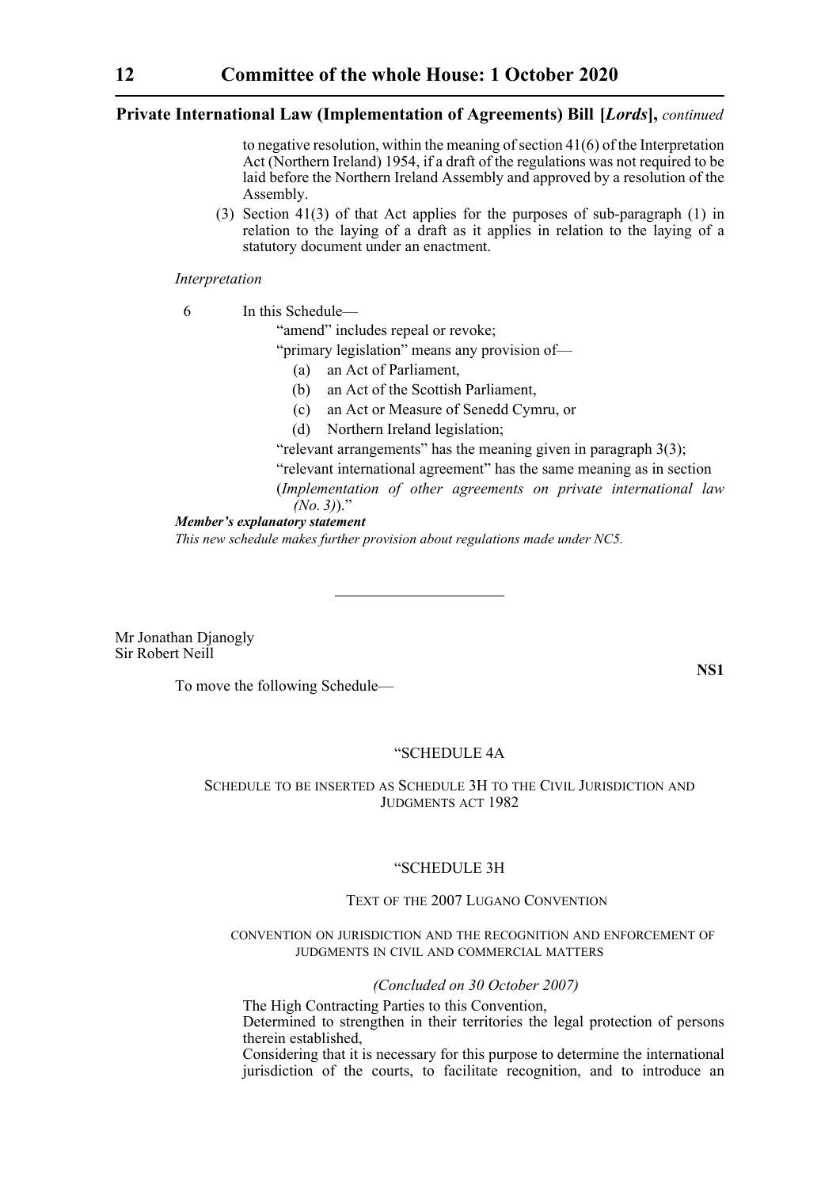to negative resolution, within the meaning of section 41(6) of the Interpretation Act (Northern Ireland) 1954, if a draft of the regulations was not required to be laid before the Northern Ireland Assembly and approved by a resolution of the Assembly.

(3) Section 41(3) of that Act applies for the purposes of sub-paragraph (1) in relation to the laying of a draft as it applies in relation to the laying of a statutory document under an enactment.

*Interpretation*

6 In this Schedule—

"amend" includes repeal or revoke;

"primary legislation" means any provision of—

(a) an Act of Parliament,

(b) an Act of the Scottish Parliament,

(c) an Act or Measure of Senedd Cymru, or

(d) Northern Ireland legislation;

"relevant arrangements" has the meaning given in paragraph 3(3);

"relevant international agreement" has the same meaning as in section (*Implementation of other agreements on private international law (No. 3)*)."

***Member's explanatory statement***

*This new schedule makes further provision about regulations made under NC5.*

---

Mr Jonathan Djanogly
Sir Robert Neill

**NS1**

To move the following Schedule—

"SCHEDULE 4A

SCHEDULE TO BE INSERTED AS SCHEDULE 3H TO THE CIVIL JURISDICTION AND JUDGMENTS ACT 1982

"SCHEDULE 3H

TEXT OF THE 2007 LUGANO CONVENTION

CONVENTION ON JURISDICTION AND THE RECOGNITION AND ENFORCEMENT OF JUDGMENTS IN CIVIL AND COMMERCIAL MATTERS

*(Concluded on 30 October 2007)*

The High Contracting Parties to this Convention,

Determined to strengthen in their territories the legal protection of persons therein established,

Considering that it is necessary for this purpose to determine the international jurisdiction of the courts, to facilitate recognition, and to introduce an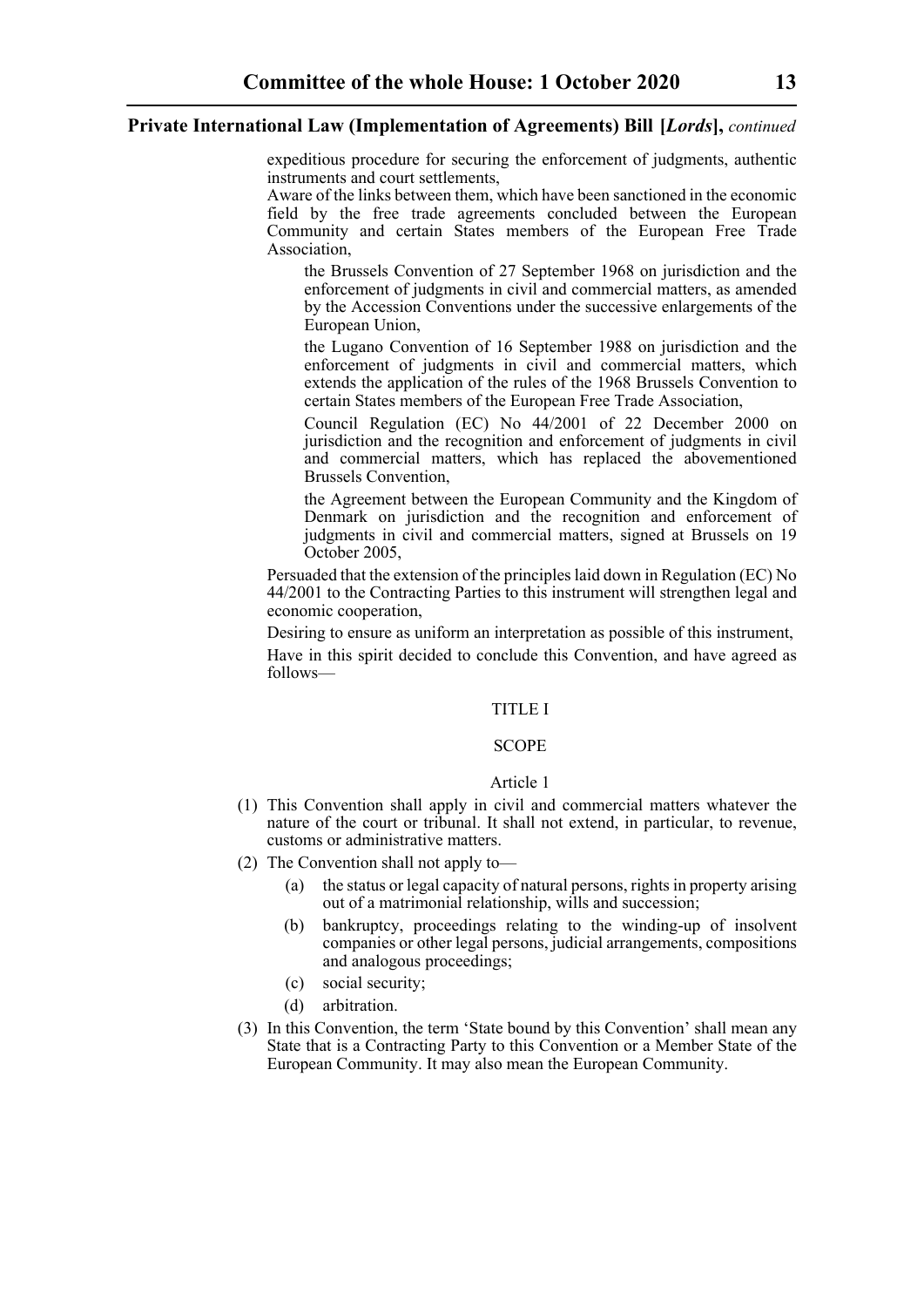expeditious procedure for securing the enforcement of judgments, authentic instruments and court settlements,

Aware of the links between them, which have been sanctioned in the economic field by the free trade agreements concluded between the European Community and certain States members of the European Free Trade Association,

the Brussels Convention of 27 September 1968 on jurisdiction and the enforcement of judgments in civil and commercial matters, as amended by the Accession Conventions under the successive enlargements of the European Union,

the Lugano Convention of 16 September 1988 on jurisdiction and the enforcement of judgments in civil and commercial matters, which extends the application of the rules of the 1968 Brussels Convention to certain States members of the European Free Trade Association,

Council Regulation (EC) No 44/2001 of 22 December 2000 on jurisdiction and the recognition and enforcement of judgments in civil and commercial matters, which has replaced the abovementioned Brussels Convention,

the Agreement between the European Community and the Kingdom of Denmark on jurisdiction and the recognition and enforcement of judgments in civil and commercial matters, signed at Brussels on 19 October 2005,

Persuaded that the extension of the principles laid down in Regulation (EC) No 44/2001 to the Contracting Parties to this instrument will strengthen legal and economic cooperation,

Desiring to ensure as uniform an interpretation as possible of this instrument,

Have in this spirit decided to conclude this Convention, and have agreed as follows—

TITLE I

SCOPE

Article 1

(1) This Convention shall apply in civil and commercial matters whatever the nature of the court or tribunal. It shall not extend, in particular, to revenue, customs or administrative matters.

(2) The Convention shall not apply to—

- (a) the status or legal capacity of natural persons, rights in property arising out of a matrimonial relationship, wills and succession;
- (b) bankruptcy, proceedings relating to the winding-up of insolvent companies or other legal persons, judicial arrangements, compositions and analogous proceedings;
- (c) social security;
- (d) arbitration.

(3) In this Convention, the term 'State bound by this Convention' shall mean any State that is a Contracting Party to this Convention or a Member State of the European Community. It may also mean the European Community.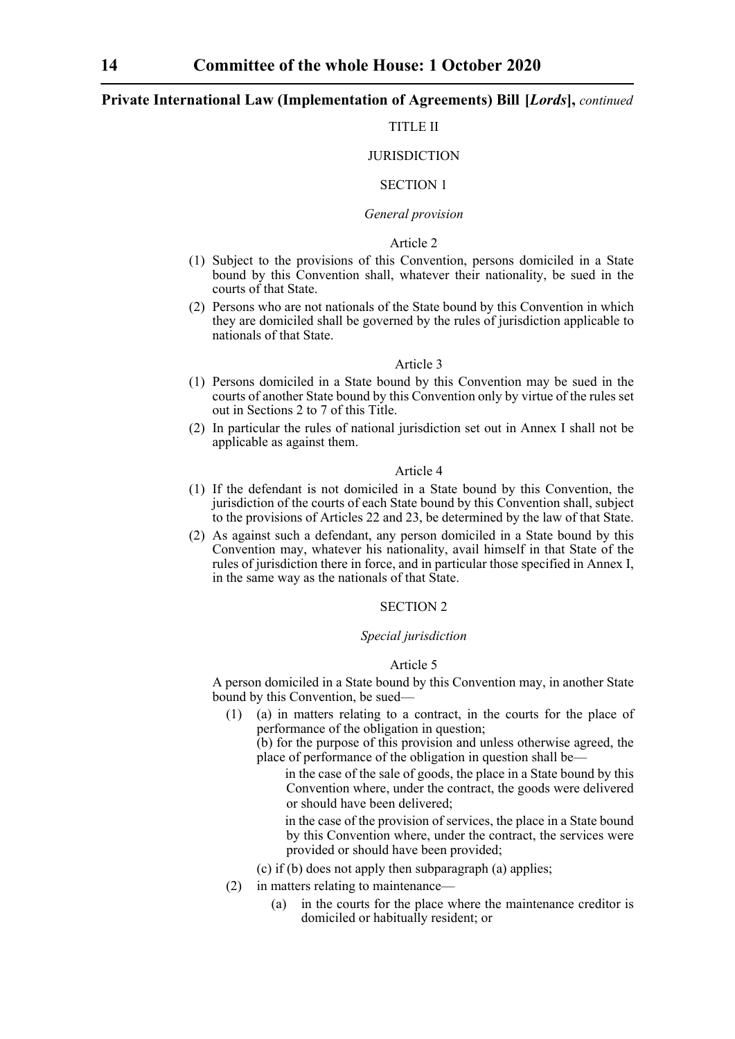TITLE II

JURISDICTION

SECTION 1

*General provision*

Article 2

(1) Subject to the provisions of this Convention, persons domiciled in a State bound by this Convention shall, whatever their nationality, be sued in the courts of that State.

(2) Persons who are not nationals of the State bound by this Convention in which they are domiciled shall be governed by the rules of jurisdiction applicable to nationals of that State.

Article 3

(1) Persons domiciled in a State bound by this Convention may be sued in the courts of another State bound by this Convention only by virtue of the rules set out in Sections 2 to 7 of this Title.

(2) In particular the rules of national jurisdiction set out in Annex I shall not be applicable as against them.

Article 4

(1) If the defendant is not domiciled in a State bound by this Convention, the jurisdiction of the courts of each State bound by this Convention shall, subject to the provisions of Articles 22 and 23, be determined by the law of that State.

(2) As against such a defendant, any person domiciled in a State bound by this Convention may, whatever his nationality, avail himself in that State of the rules of jurisdiction there in force, and in particular those specified in Annex I, in the same way as the nationals of that State.

SECTION 2

*Special jurisdiction*

Article 5

A person domiciled in a State bound by this Convention may, in another State bound by this Convention, be sued—

(1) (a) in matters relating to a contract, in the courts for the place of performance of the obligation in question;

(b) for the purpose of this provision and unless otherwise agreed, the place of performance of the obligation in question shall be—

in the case of the sale of goods, the place in a State bound by this Convention where, under the contract, the goods were delivered or should have been delivered;

in the case of the provision of services, the place in a State bound by this Convention where, under the contract, the services were provided or should have been provided;

(c) if (b) does not apply then subparagraph (a) applies;

(2) in matters relating to maintenance—

(a) in the courts for the place where the maintenance creditor is domiciled or habitually resident; or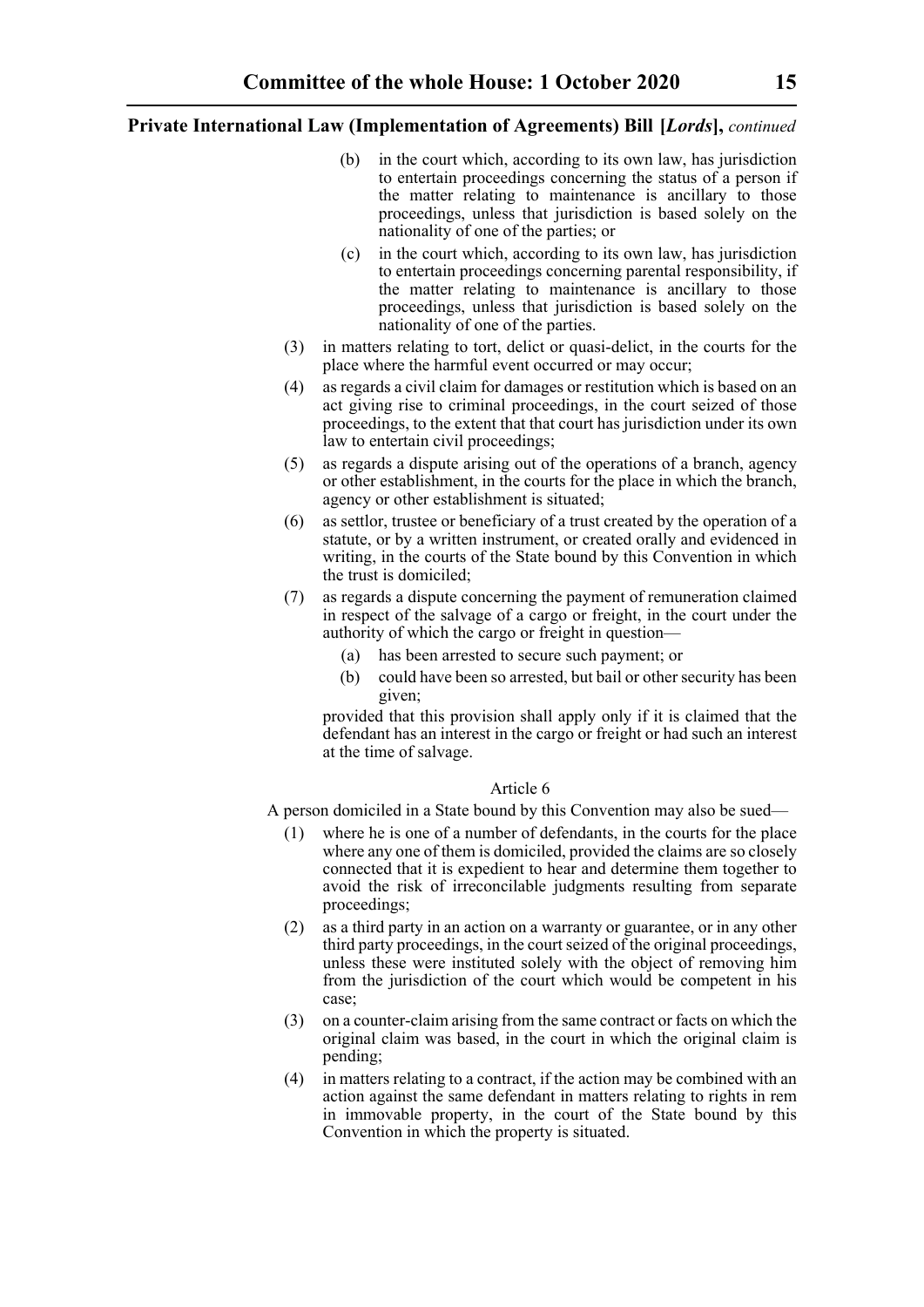(b) in the court which, according to its own law, has jurisdiction to entertain proceedings concerning the status of a person if the matter relating to maintenance is ancillary to those proceedings, unless that jurisdiction is based solely on the nationality of one of the parties; or

(c) in the court which, according to its own law, has jurisdiction to entertain proceedings concerning parental responsibility, if the matter relating to maintenance is ancillary to those proceedings, unless that jurisdiction is based solely on the nationality of one of the parties.

(3) in matters relating to tort, delict or quasi-delict, in the courts for the place where the harmful event occurred or may occur;

(4) as regards a civil claim for damages or restitution which is based on an act giving rise to criminal proceedings, in the court seized of those proceedings, to the extent that that court has jurisdiction under its own law to entertain civil proceedings;

(5) as regards a dispute arising out of the operations of a branch, agency or other establishment, in the courts for the place in which the branch, agency or other establishment is situated;

(6) as settlor, trustee or beneficiary of a trust created by the operation of a statute, or by a written instrument, or created orally and evidenced in writing, in the courts of the State bound by this Convention in which the trust is domiciled;

(7) as regards a dispute concerning the payment of remuneration claimed in respect of the salvage of a cargo or freight, in the court under the authority of which the cargo or freight in question—

(a) has been arrested to secure such payment; or

(b) could have been so arrested, but bail or other security has been given;

provided that this provision shall apply only if it is claimed that the defendant has an interest in the cargo or freight or had such an interest at the time of salvage.

Article 6

A person domiciled in a State bound by this Convention may also be sued—

(1) where he is one of a number of defendants, in the courts for the place where any one of them is domiciled, provided the claims are so closely connected that it is expedient to hear and determine them together to avoid the risk of irreconcilable judgments resulting from separate proceedings;

(2) as a third party in an action on a warranty or guarantee, or in any other third party proceedings, in the court seized of the original proceedings, unless these were instituted solely with the object of removing him from the jurisdiction of the court which would be competent in his case;

(3) on a counter-claim arising from the same contract or facts on which the original claim was based, in the court in which the original claim is pending;

(4) in matters relating to a contract, if the action may be combined with an action against the same defendant in matters relating to rights in rem in immovable property, in the court of the State bound by this Convention in which the property is situated.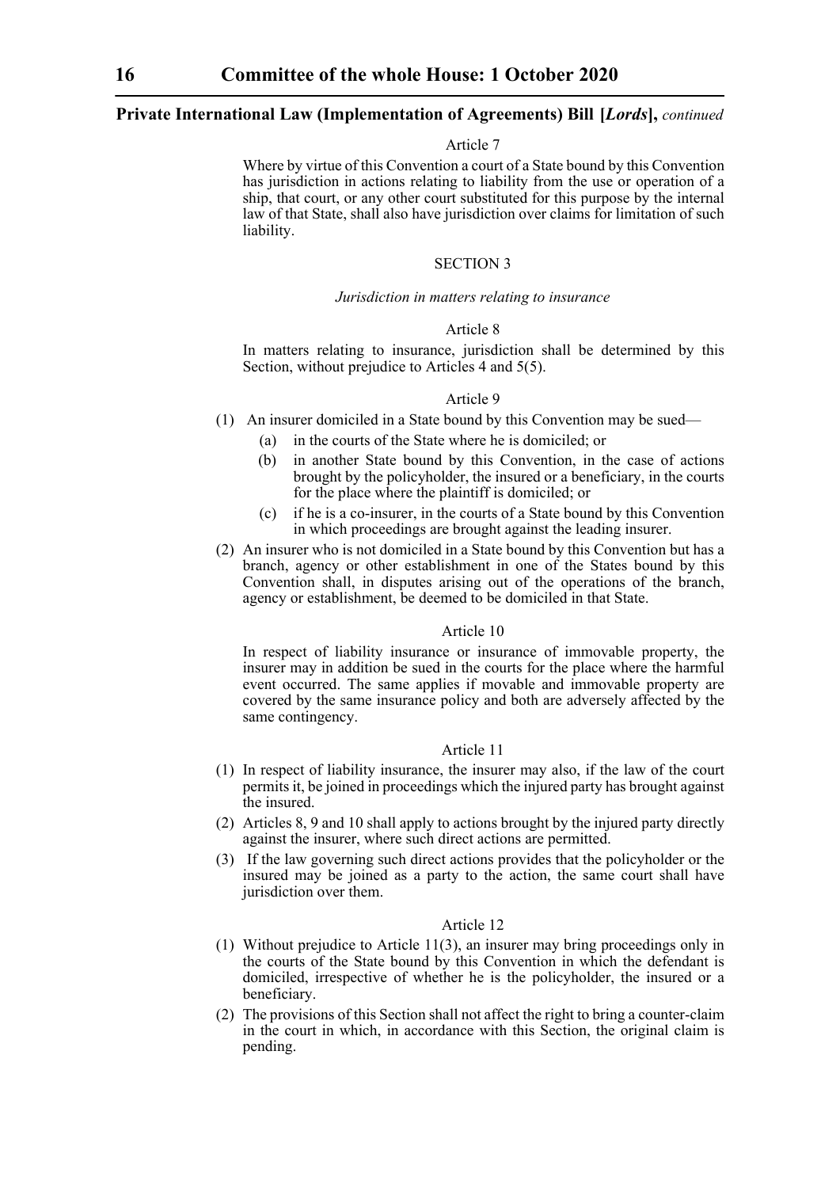Article 7

Where by virtue of this Convention a court of a State bound by this Convention has jurisdiction in actions relating to liability from the use or operation of a ship, that court, or any other court substituted for this purpose by the internal law of that State, shall also have jurisdiction over claims for limitation of such liability.

SECTION 3

*Jurisdiction in matters relating to insurance*

Article 8

In matters relating to insurance, jurisdiction shall be determined by this Section, without prejudice to Articles 4 and 5(5).

Article 9

(1) An insurer domiciled in a State bound by this Convention may be sued—

- (a) in the courts of the State where he is domiciled; or
- (b) in another State bound by this Convention, in the case of actions brought by the policyholder, the insured or a beneficiary, in the courts for the place where the plaintiff is domiciled; or
- (c) if he is a co-insurer, in the courts of a State bound by this Convention in which proceedings are brought against the leading insurer.

(2) An insurer who is not domiciled in a State bound by this Convention but has a branch, agency or other establishment in one of the States bound by this Convention shall, in disputes arising out of the operations of the branch, agency or establishment, be deemed to be domiciled in that State.

Article 10

In respect of liability insurance or insurance of immovable property, the insurer may in addition be sued in the courts for the place where the harmful event occurred. The same applies if movable and immovable property are covered by the same insurance policy and both are adversely affected by the same contingency.

Article 11

(1) In respect of liability insurance, the insurer may also, if the law of the court permits it, be joined in proceedings which the injured party has brought against the insured.

(2) Articles 8, 9 and 10 shall apply to actions brought by the injured party directly against the insurer, where such direct actions are permitted.

(3) If the law governing such direct actions provides that the policyholder or the insured may be joined as a party to the action, the same court shall have jurisdiction over them.

Article 12

(1) Without prejudice to Article 11(3), an insurer may bring proceedings only in the courts of the State bound by this Convention in which the defendant is domiciled, irrespective of whether he is the policyholder, the insured or a beneficiary.

(2) The provisions of this Section shall not affect the right to bring a counter-claim in the court in which, in accordance with this Section, the original claim is pending.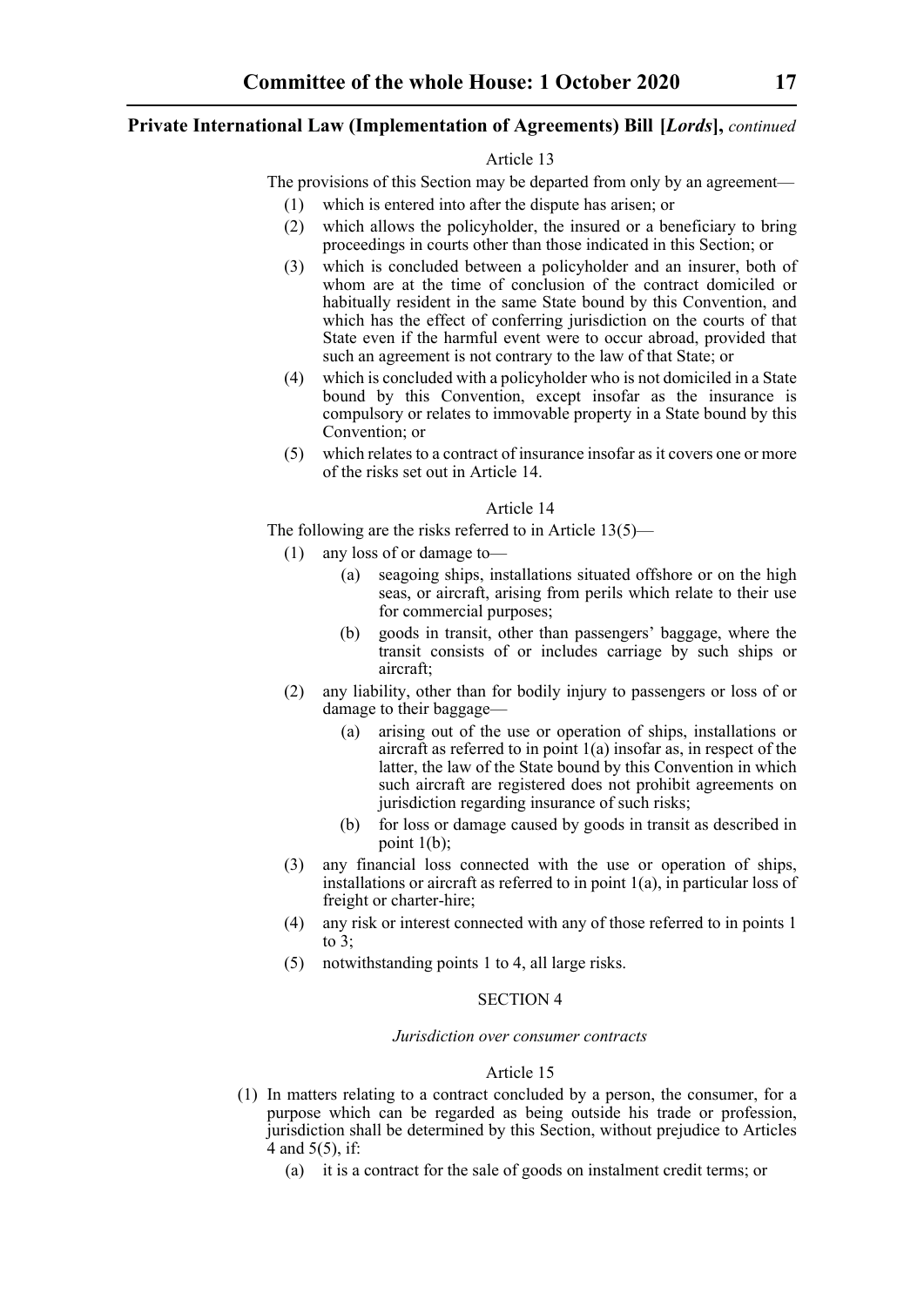Article 13

The provisions of this Section may be departed from only by an agreement—

(1) which is entered into after the dispute has arisen; or

(2) which allows the policyholder, the insured or a beneficiary to bring proceedings in courts other than those indicated in this Section; or

(3) which is concluded between a policyholder and an insurer, both of whom are at the time of conclusion of the contract domiciled or habitually resident in the same State bound by this Convention, and which has the effect of conferring jurisdiction on the courts of that State even if the harmful event were to occur abroad, provided that such an agreement is not contrary to the law of that State; or

(4) which is concluded with a policyholder who is not domiciled in a State bound by this Convention, except insofar as the insurance is compulsory or relates to immovable property in a State bound by this Convention; or

(5) which relates to a contract of insurance insofar as it covers one or more of the risks set out in Article 14.

Article 14

The following are the risks referred to in Article 13(5)—

(1) any loss of or damage to—

  (a) seagoing ships, installations situated offshore or on the high seas, or aircraft, arising from perils which relate to their use for commercial purposes;

  (b) goods in transit, other than passengers' baggage, where the transit consists of or includes carriage by such ships or aircraft;

(2) any liability, other than for bodily injury to passengers or loss of or damage to their baggage—

  (a) arising out of the use or operation of ships, installations or aircraft as referred to in point 1(a) insofar as, in respect of the latter, the law of the State bound by this Convention in which such aircraft are registered does not prohibit agreements on jurisdiction regarding insurance of such risks;

  (b) for loss or damage caused by goods in transit as described in point 1(b);

(3) any financial loss connected with the use or operation of ships, installations or aircraft as referred to in point 1(a), in particular loss of freight or charter-hire;

(4) any risk or interest connected with any of those referred to in points 1 to 3;

(5) notwithstanding points 1 to 4, all large risks.

SECTION 4

*Jurisdiction over consumer contracts*

Article 15

(1) In matters relating to a contract concluded by a person, the consumer, for a purpose which can be regarded as being outside his trade or profession, jurisdiction shall be determined by this Section, without prejudice to Articles 4 and 5(5), if:

  (a) it is a contract for the sale of goods on instalment credit terms; or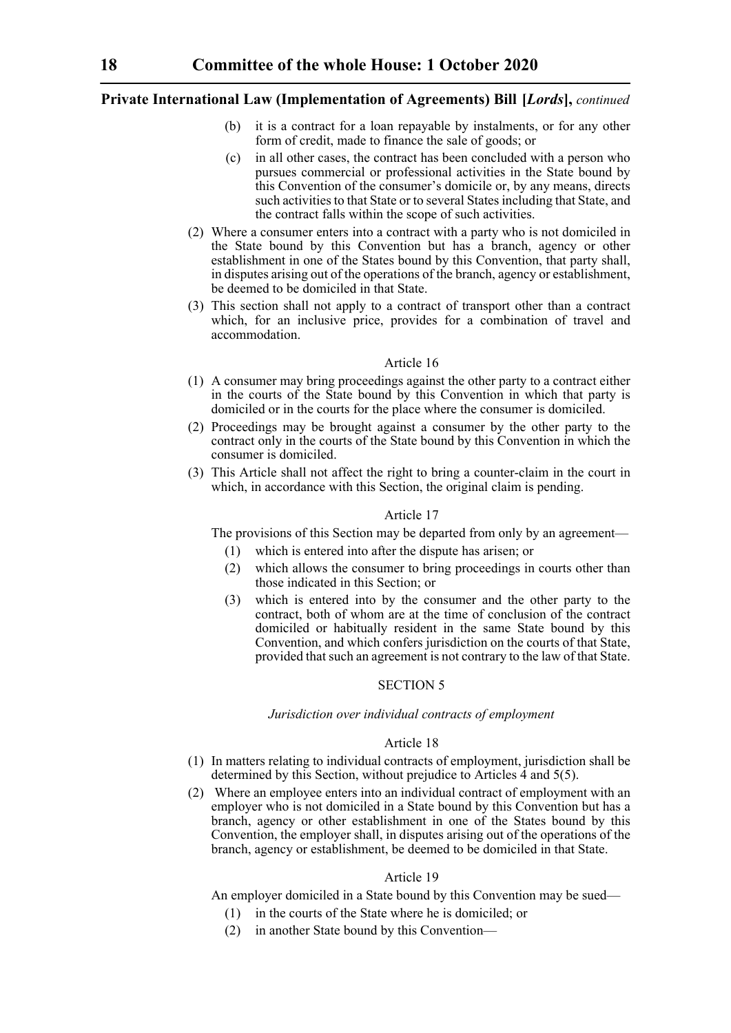(b) it is a contract for a loan repayable by instalments, or for any other form of credit, made to finance the sale of goods; or

(c) in all other cases, the contract has been concluded with a person who pursues commercial or professional activities in the State bound by this Convention of the consumer's domicile or, by any means, directs such activities to that State or to several States including that State, and the contract falls within the scope of such activities.

(2) Where a consumer enters into a contract with a party who is not domiciled in the State bound by this Convention but has a branch, agency or other establishment in one of the States bound by this Convention, that party shall, in disputes arising out of the operations of the branch, agency or establishment, be deemed to be domiciled in that State.

(3) This section shall not apply to a contract of transport other than a contract which, for an inclusive price, provides for a combination of travel and accommodation.

Article 16

(1) A consumer may bring proceedings against the other party to a contract either in the courts of the State bound by this Convention in which that party is domiciled or in the courts for the place where the consumer is domiciled.

(2) Proceedings may be brought against a consumer by the other party to the contract only in the courts of the State bound by this Convention in which the consumer is domiciled.

(3) This Article shall not affect the right to bring a counter-claim in the court in which, in accordance with this Section, the original claim is pending.

Article 17

The provisions of this Section may be departed from only by an agreement—

(1) which is entered into after the dispute has arisen; or

(2) which allows the consumer to bring proceedings in courts other than those indicated in this Section; or

(3) which is entered into by the consumer and the other party to the contract, both of whom are at the time of conclusion of the contract domiciled or habitually resident in the same State bound by this Convention, and which confers jurisdiction on the courts of that State, provided that such an agreement is not contrary to the law of that State.

SECTION 5

*Jurisdiction over individual contracts of employment*

Article 18

(1) In matters relating to individual contracts of employment, jurisdiction shall be determined by this Section, without prejudice to Articles 4 and 5(5).

(2) Where an employee enters into an individual contract of employment with an employer who is not domiciled in a State bound by this Convention but has a branch, agency or other establishment in one of the States bound by this Convention, the employer shall, in disputes arising out of the operations of the branch, agency or establishment, be deemed to be domiciled in that State.

Article 19

An employer domiciled in a State bound by this Convention may be sued—

(1) in the courts of the State where he is domiciled; or

(2) in another State bound by this Convention—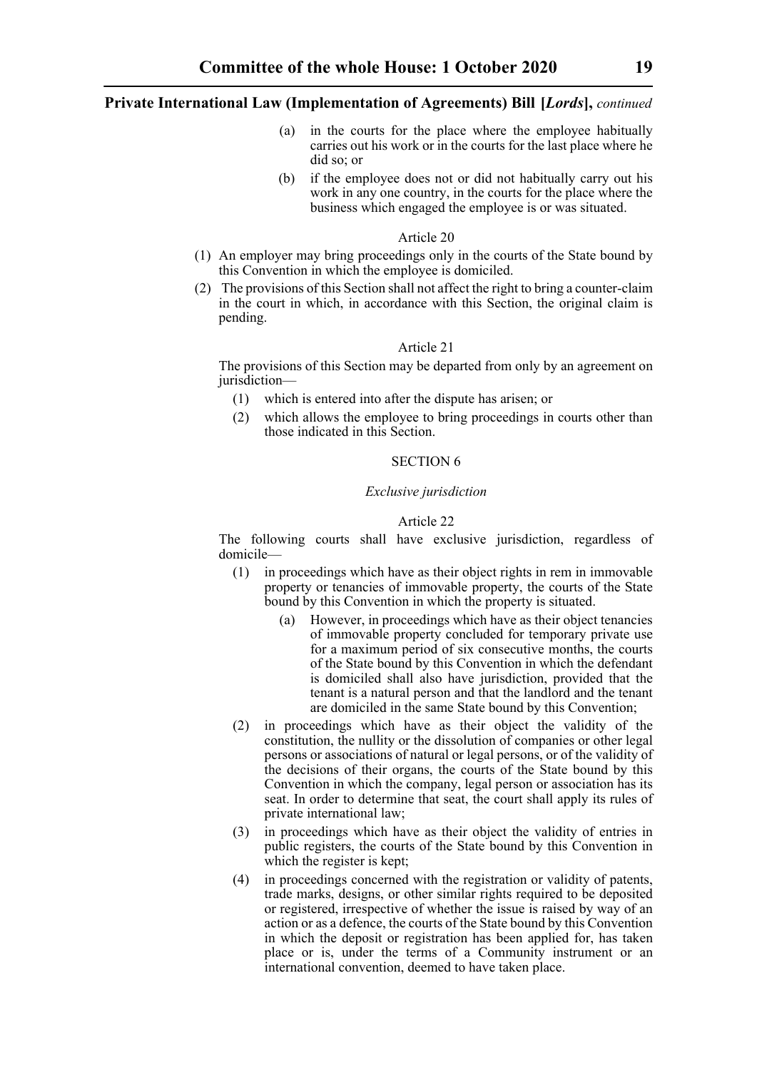(a) in the courts for the place where the employee habitually carries out his work or in the courts for the last place where he did so; or

(b) if the employee does not or did not habitually carry out his work in any one country, in the courts for the place where the business which engaged the employee is or was situated.

Article 20

(1) An employer may bring proceedings only in the courts of the State bound by this Convention in which the employee is domiciled.

(2) The provisions of this Section shall not affect the right to bring a counter-claim in the court in which, in accordance with this Section, the original claim is pending.

Article 21

The provisions of this Section may be departed from only by an agreement on jurisdiction—

(1) which is entered into after the dispute has arisen; or

(2) which allows the employee to bring proceedings in courts other than those indicated in this Section.

SECTION 6

*Exclusive jurisdiction*

Article 22

The following courts shall have exclusive jurisdiction, regardless of domicile—

(1) in proceedings which have as their object rights in rem in immovable property or tenancies of immovable property, the courts of the State bound by this Convention in which the property is situated.

(a) However, in proceedings which have as their object tenancies of immovable property concluded for temporary private use for a maximum period of six consecutive months, the courts of the State bound by this Convention in which the defendant is domiciled shall also have jurisdiction, provided that the tenant is a natural person and that the landlord and the tenant are domiciled in the same State bound by this Convention;

(2) in proceedings which have as their object the validity of the constitution, the nullity or the dissolution of companies or other legal persons or associations of natural or legal persons, or of the validity of the decisions of their organs, the courts of the State bound by this Convention in which the company, legal person or association has its seat. In order to determine that seat, the court shall apply its rules of private international law;

(3) in proceedings which have as their object the validity of entries in public registers, the courts of the State bound by this Convention in which the register is kept;

(4) in proceedings concerned with the registration or validity of patents, trade marks, designs, or other similar rights required to be deposited or registered, irrespective of whether the issue is raised by way of an action or as a defence, the courts of the State bound by this Convention in which the deposit or registration has been applied for, has taken place or is, under the terms of a Community instrument or an international convention, deemed to have taken place.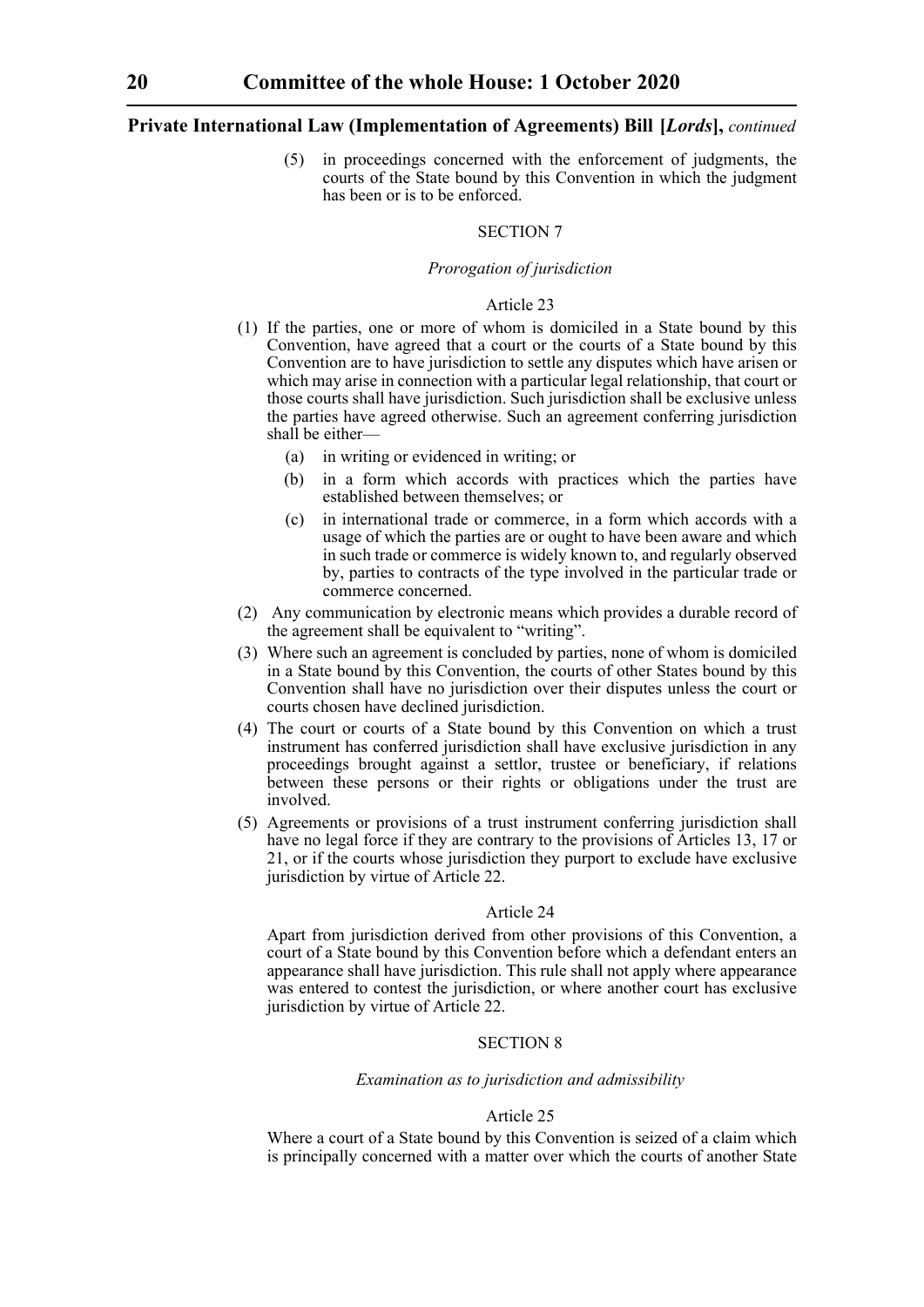(5) in proceedings concerned with the enforcement of judgments, the courts of the State bound by this Convention in which the judgment has been or is to be enforced.

SECTION 7

*Prorogation of jurisdiction*

Article 23

(1) If the parties, one or more of whom is domiciled in a State bound by this Convention, have agreed that a court or the courts of a State bound by this Convention are to have jurisdiction to settle any disputes which have arisen or which may arise in connection with a particular legal relationship, that court or those courts shall have jurisdiction. Such jurisdiction shall be exclusive unless the parties have agreed otherwise. Such an agreement conferring jurisdiction shall be either—

  (a) in writing or evidenced in writing; or

  (b) in a form which accords with practices which the parties have established between themselves; or

  (c) in international trade or commerce, in a form which accords with a usage of which the parties are or ought to have been aware and which in such trade or commerce is widely known to, and regularly observed by, parties to contracts of the type involved in the particular trade or commerce concerned.

(2) Any communication by electronic means which provides a durable record of the agreement shall be equivalent to "writing".

(3) Where such an agreement is concluded by parties, none of whom is domiciled in a State bound by this Convention, the courts of other States bound by this Convention shall have no jurisdiction over their disputes unless the court or courts chosen have declined jurisdiction.

(4) The court or courts of a State bound by this Convention on which a trust instrument has conferred jurisdiction shall have exclusive jurisdiction in any proceedings brought against a settlor, trustee or beneficiary, if relations between these persons or their rights or obligations under the trust are involved.

(5) Agreements or provisions of a trust instrument conferring jurisdiction shall have no legal force if they are contrary to the provisions of Articles 13, 17 or 21, or if the courts whose jurisdiction they purport to exclude have exclusive jurisdiction by virtue of Article 22.

Article 24

Apart from jurisdiction derived from other provisions of this Convention, a court of a State bound by this Convention before which a defendant enters an appearance shall have jurisdiction. This rule shall not apply where appearance was entered to contest the jurisdiction, or where another court has exclusive jurisdiction by virtue of Article 22.

SECTION 8

*Examination as to jurisdiction and admissibility*

Article 25

Where a court of a State bound by this Convention is seized of a claim which is principally concerned with a matter over which the courts of another State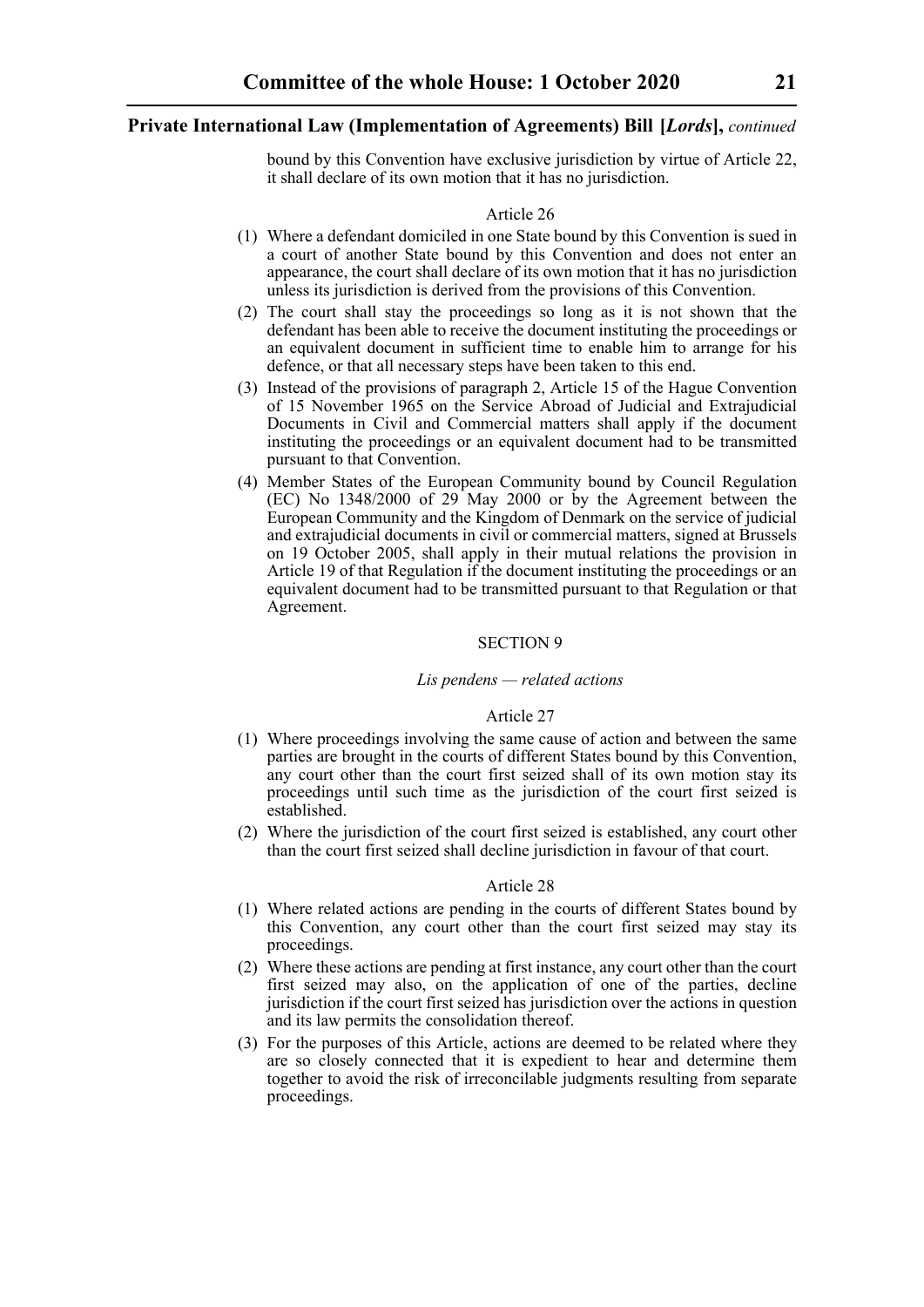bound by this Convention have exclusive jurisdiction by virtue of Article 22, it shall declare of its own motion that it has no jurisdiction.

Article 26

(1) Where a defendant domiciled in one State bound by this Convention is sued in a court of another State bound by this Convention and does not enter an appearance, the court shall declare of its own motion that it has no jurisdiction unless its jurisdiction is derived from the provisions of this Convention.

(2) The court shall stay the proceedings so long as it is not shown that the defendant has been able to receive the document instituting the proceedings or an equivalent document in sufficient time to enable him to arrange for his defence, or that all necessary steps have been taken to this end.

(3) Instead of the provisions of paragraph 2, Article 15 of the Hague Convention of 15 November 1965 on the Service Abroad of Judicial and Extrajudicial Documents in Civil and Commercial matters shall apply if the document instituting the proceedings or an equivalent document had to be transmitted pursuant to that Convention.

(4) Member States of the European Community bound by Council Regulation (EC) No 1348/2000 of 29 May 2000 or by the Agreement between the European Community and the Kingdom of Denmark on the service of judicial and extrajudicial documents in civil or commercial matters, signed at Brussels on 19 October 2005, shall apply in their mutual relations the provision in Article 19 of that Regulation if the document instituting the proceedings or an equivalent document had to be transmitted pursuant to that Regulation or that Agreement.

SECTION 9

*Lis pendens — related actions*

Article 27

(1) Where proceedings involving the same cause of action and between the same parties are brought in the courts of different States bound by this Convention, any court other than the court first seized shall of its own motion stay its proceedings until such time as the jurisdiction of the court first seized is established.

(2) Where the jurisdiction of the court first seized is established, any court other than the court first seized shall decline jurisdiction in favour of that court.

Article 28

(1) Where related actions are pending in the courts of different States bound by this Convention, any court other than the court first seized may stay its proceedings.

(2) Where these actions are pending at first instance, any court other than the court first seized may also, on the application of one of the parties, decline jurisdiction if the court first seized has jurisdiction over the actions in question and its law permits the consolidation thereof.

(3) For the purposes of this Article, actions are deemed to be related where they are so closely connected that it is expedient to hear and determine them together to avoid the risk of irreconcilable judgments resulting from separate proceedings.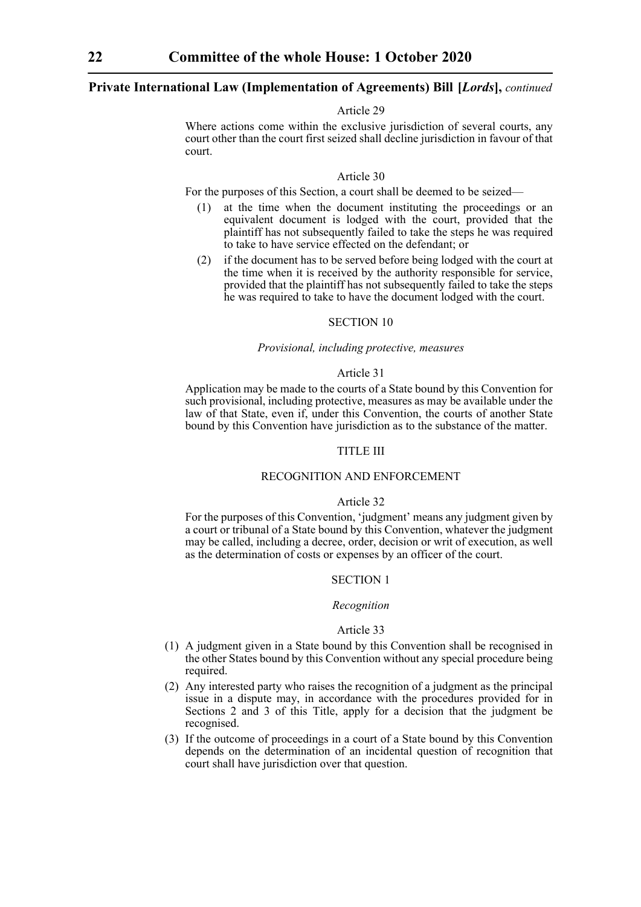Article 29

Where actions come within the exclusive jurisdiction of several courts, any court other than the court first seized shall decline jurisdiction in favour of that court.

Article 30

For the purposes of this Section, a court shall be deemed to be seized—

(1) at the time when the document instituting the proceedings or an equivalent document is lodged with the court, provided that the plaintiff has not subsequently failed to take the steps he was required to take to have service effected on the defendant; or

(2) if the document has to be served before being lodged with the court at the time when it is received by the authority responsible for service, provided that the plaintiff has not subsequently failed to take the steps he was required to take to have the document lodged with the court.

SECTION 10

*Provisional, including protective, measures*

Article 31

Application may be made to the courts of a State bound by this Convention for such provisional, including protective, measures as may be available under the law of that State, even if, under this Convention, the courts of another State bound by this Convention have jurisdiction as to the substance of the matter.

TITLE III

RECOGNITION AND ENFORCEMENT

Article 32

For the purposes of this Convention, 'judgment' means any judgment given by a court or tribunal of a State bound by this Convention, whatever the judgment may be called, including a decree, order, decision or writ of execution, as well as the determination of costs or expenses by an officer of the court.

SECTION 1

*Recognition*

Article 33

(1) A judgment given in a State bound by this Convention shall be recognised in the other States bound by this Convention without any special procedure being required.

(2) Any interested party who raises the recognition of a judgment as the principal issue in a dispute may, in accordance with the procedures provided for in Sections 2 and 3 of this Title, apply for a decision that the judgment be recognised.

(3) If the outcome of proceedings in a court of a State bound by this Convention depends on the determination of an incidental question of recognition that court shall have jurisdiction over that question.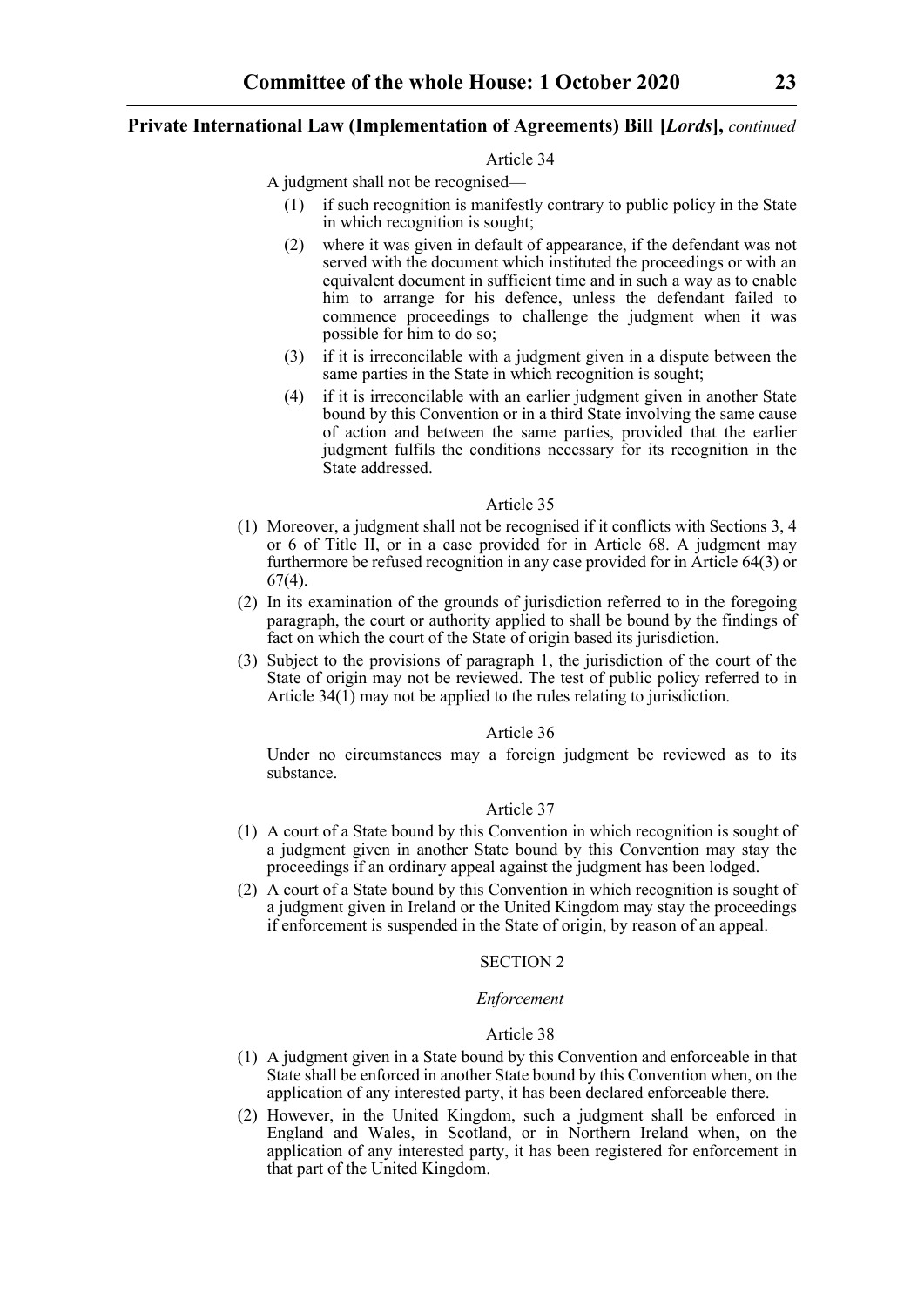Article 34

A judgment shall not be recognised—

(1) if such recognition is manifestly contrary to public policy in the State in which recognition is sought;

(2) where it was given in default of appearance, if the defendant was not served with the document which instituted the proceedings or with an equivalent document in sufficient time and in such a way as to enable him to arrange for his defence, unless the defendant failed to commence proceedings to challenge the judgment when it was possible for him to do so;

(3) if it is irreconcilable with a judgment given in a dispute between the same parties in the State in which recognition is sought;

(4) if it is irreconcilable with an earlier judgment given in another State bound by this Convention or in a third State involving the same cause of action and between the same parties, provided that the earlier judgment fulfils the conditions necessary for its recognition in the State addressed.

Article 35

(1) Moreover, a judgment shall not be recognised if it conflicts with Sections 3, 4 or 6 of Title II, or in a case provided for in Article 68. A judgment may furthermore be refused recognition in any case provided for in Article 64(3) or 67(4).

(2) In its examination of the grounds of jurisdiction referred to in the foregoing paragraph, the court or authority applied to shall be bound by the findings of fact on which the court of the State of origin based its jurisdiction.

(3) Subject to the provisions of paragraph 1, the jurisdiction of the court of the State of origin may not be reviewed. The test of public policy referred to in Article 34(1) may not be applied to the rules relating to jurisdiction.

Article 36

Under no circumstances may a foreign judgment be reviewed as to its substance.

Article 37

(1) A court of a State bound by this Convention in which recognition is sought of a judgment given in another State bound by this Convention may stay the proceedings if an ordinary appeal against the judgment has been lodged.

(2) A court of a State bound by this Convention in which recognition is sought of a judgment given in Ireland or the United Kingdom may stay the proceedings if enforcement is suspended in the State of origin, by reason of an appeal.

SECTION 2

*Enforcement*

Article 38

(1) A judgment given in a State bound by this Convention and enforceable in that State shall be enforced in another State bound by this Convention when, on the application of any interested party, it has been declared enforceable there.

(2) However, in the United Kingdom, such a judgment shall be enforced in England and Wales, in Scotland, or in Northern Ireland when, on the application of any interested party, it has been registered for enforcement in that part of the United Kingdom.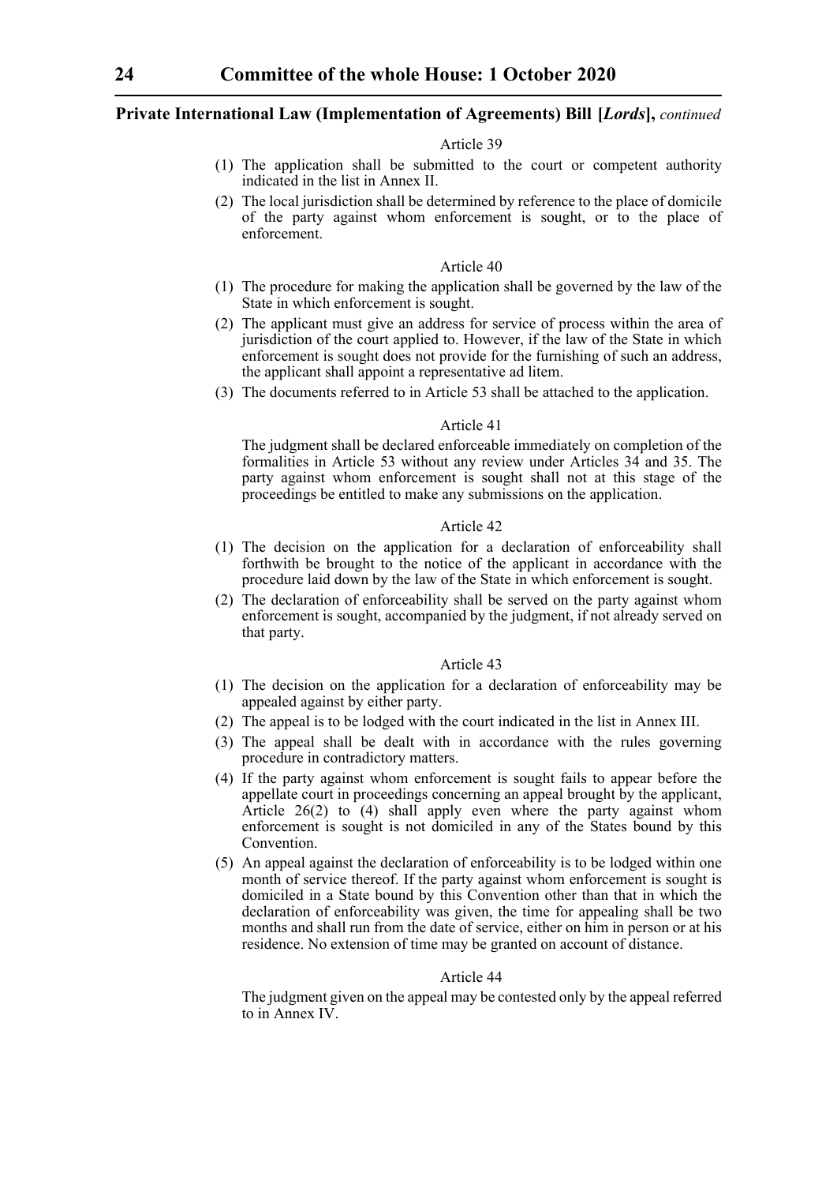Article 39

(1) The application shall be submitted to the court or competent authority indicated in the list in Annex II.

(2) The local jurisdiction shall be determined by reference to the place of domicile of the party against whom enforcement is sought, or to the place of enforcement.

Article 40

(1) The procedure for making the application shall be governed by the law of the State in which enforcement is sought.

(2) The applicant must give an address for service of process within the area of jurisdiction of the court applied to. However, if the law of the State in which enforcement is sought does not provide for the furnishing of such an address, the applicant shall appoint a representative ad litem.

(3) The documents referred to in Article 53 shall be attached to the application.

Article 41

The judgment shall be declared enforceable immediately on completion of the formalities in Article 53 without any review under Articles 34 and 35. The party against whom enforcement is sought shall not at this stage of the proceedings be entitled to make any submissions on the application.

Article 42

(1) The decision on the application for a declaration of enforceability shall forthwith be brought to the notice of the applicant in accordance with the procedure laid down by the law of the State in which enforcement is sought.

(2) The declaration of enforceability shall be served on the party against whom enforcement is sought, accompanied by the judgment, if not already served on that party.

Article 43

(1) The decision on the application for a declaration of enforceability may be appealed against by either party.

(2) The appeal is to be lodged with the court indicated in the list in Annex III.

(3) The appeal shall be dealt with in accordance with the rules governing procedure in contradictory matters.

(4) If the party against whom enforcement is sought fails to appear before the appellate court in proceedings concerning an appeal brought by the applicant, Article 26(2) to (4) shall apply even where the party against whom enforcement is sought is not domiciled in any of the States bound by this Convention.

(5) An appeal against the declaration of enforceability is to be lodged within one month of service thereof. If the party against whom enforcement is sought is domiciled in a State bound by this Convention other than that in which the declaration of enforceability was given, the time for appealing shall be two months and shall run from the date of service, either on him in person or at his residence. No extension of time may be granted on account of distance.

Article 44

The judgment given on the appeal may be contested only by the appeal referred to in Annex IV.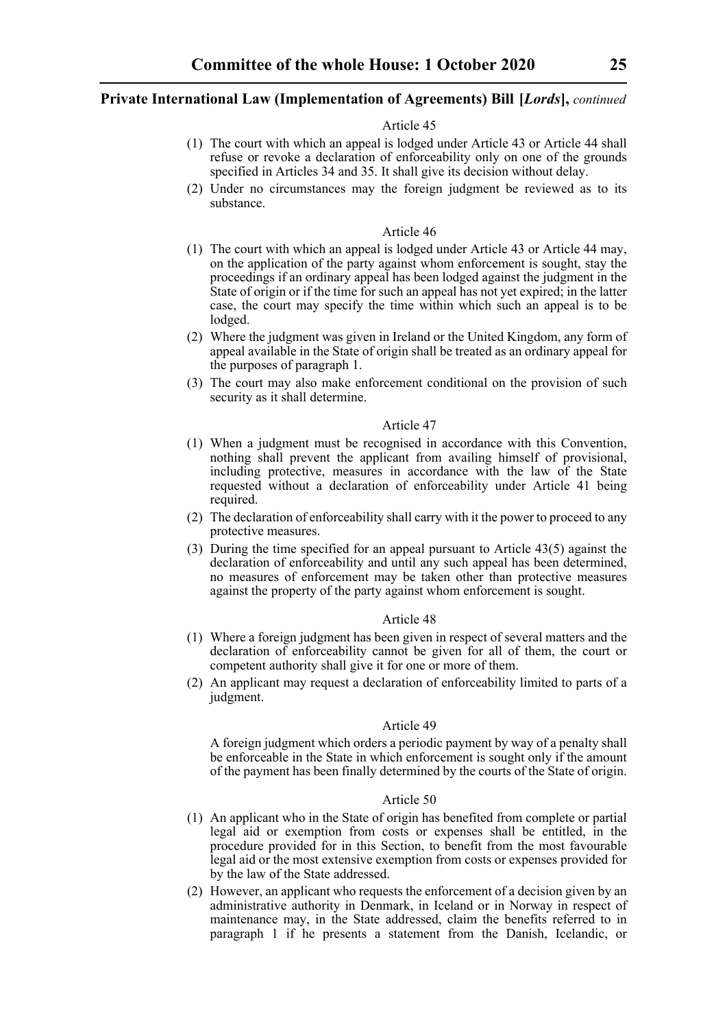Article 45

(1) The court with which an appeal is lodged under Article 43 or Article 44 shall refuse or revoke a declaration of enforceability only on one of the grounds specified in Articles 34 and 35. It shall give its decision without delay.

(2) Under no circumstances may the foreign judgment be reviewed as to its substance.

Article 46

(1) The court with which an appeal is lodged under Article 43 or Article 44 may, on the application of the party against whom enforcement is sought, stay the proceedings if an ordinary appeal has been lodged against the judgment in the State of origin or if the time for such an appeal has not yet expired; in the latter case, the court may specify the time within which such an appeal is to be lodged.

(2) Where the judgment was given in Ireland or the United Kingdom, any form of appeal available in the State of origin shall be treated as an ordinary appeal for the purposes of paragraph 1.

(3) The court may also make enforcement conditional on the provision of such security as it shall determine.

Article 47

(1) When a judgment must be recognised in accordance with this Convention, nothing shall prevent the applicant from availing himself of provisional, including protective, measures in accordance with the law of the State requested without a declaration of enforceability under Article 41 being required.

(2) The declaration of enforceability shall carry with it the power to proceed to any protective measures.

(3) During the time specified for an appeal pursuant to Article 43(5) against the declaration of enforceability and until any such appeal has been determined, no measures of enforcement may be taken other than protective measures against the property of the party against whom enforcement is sought.

Article 48

(1) Where a foreign judgment has been given in respect of several matters and the declaration of enforceability cannot be given for all of them, the court or competent authority shall give it for one or more of them.

(2) An applicant may request a declaration of enforceability limited to parts of a judgment.

Article 49

A foreign judgment which orders a periodic payment by way of a penalty shall be enforceable in the State in which enforcement is sought only if the amount of the payment has been finally determined by the courts of the State of origin.

Article 50

(1) An applicant who in the State of origin has benefited from complete or partial legal aid or exemption from costs or expenses shall be entitled, in the procedure provided for in this Section, to benefit from the most favourable legal aid or the most extensive exemption from costs or expenses provided for by the law of the State addressed.

(2) However, an applicant who requests the enforcement of a decision given by an administrative authority in Denmark, in Iceland or in Norway in respect of maintenance may, in the State addressed, claim the benefits referred to in paragraph 1 if he presents a statement from the Danish, Icelandic, or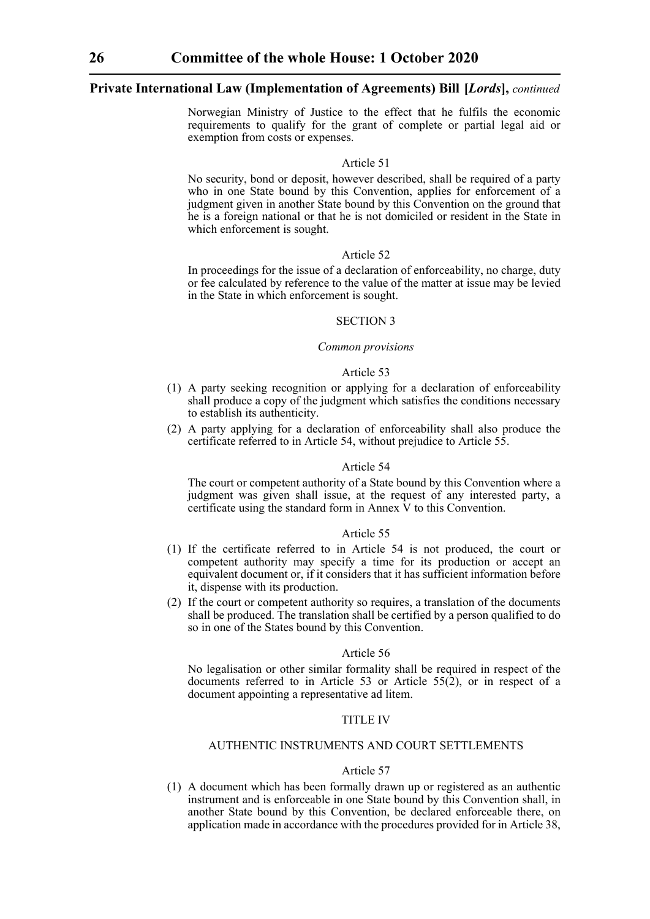Norwegian Ministry of Justice to the effect that he fulfils the economic requirements to qualify for the grant of complete or partial legal aid or exemption from costs or expenses.

Article 51

No security, bond or deposit, however described, shall be required of a party who in one State bound by this Convention, applies for enforcement of a judgment given in another State bound by this Convention on the ground that he is a foreign national or that he is not domiciled or resident in the State in which enforcement is sought.

Article 52

In proceedings for the issue of a declaration of enforceability, no charge, duty or fee calculated by reference to the value of the matter at issue may be levied in the State in which enforcement is sought.

SECTION 3

*Common provisions*

Article 53

(1) A party seeking recognition or applying for a declaration of enforceability shall produce a copy of the judgment which satisfies the conditions necessary to establish its authenticity.

(2) A party applying for a declaration of enforceability shall also produce the certificate referred to in Article 54, without prejudice to Article 55.

Article 54

The court or competent authority of a State bound by this Convention where a judgment was given shall issue, at the request of any interested party, a certificate using the standard form in Annex V to this Convention.

Article 55

(1) If the certificate referred to in Article 54 is not produced, the court or competent authority may specify a time for its production or accept an equivalent document or, if it considers that it has sufficient information before it, dispense with its production.

(2) If the court or competent authority so requires, a translation of the documents shall be produced. The translation shall be certified by a person qualified to do so in one of the States bound by this Convention.

Article 56

No legalisation or other similar formality shall be required in respect of the documents referred to in Article 53 or Article 55(2), or in respect of a document appointing a representative ad litem.

TITLE IV

AUTHENTIC INSTRUMENTS AND COURT SETTLEMENTS

Article 57

(1) A document which has been formally drawn up or registered as an authentic instrument and is enforceable in one State bound by this Convention shall, in another State bound by this Convention, be declared enforceable there, on application made in accordance with the procedures provided for in Article 38,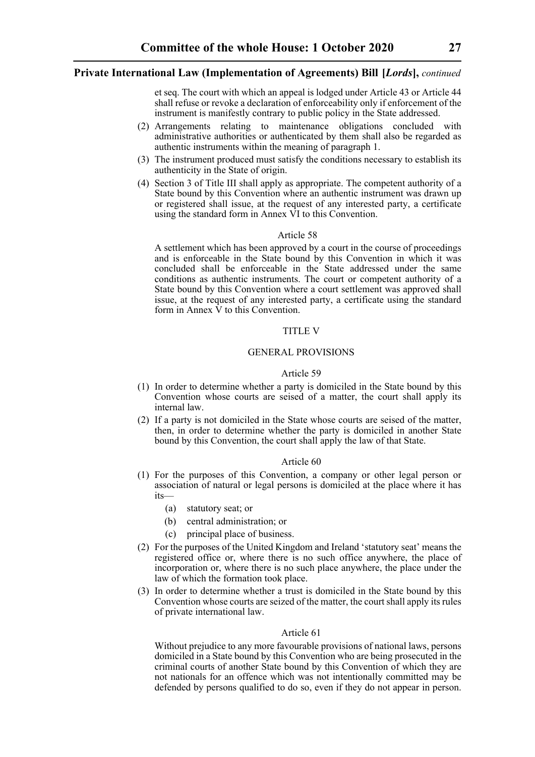et seq. The court with which an appeal is lodged under Article 43 or Article 44 shall refuse or revoke a declaration of enforceability only if enforcement of the instrument is manifestly contrary to public policy in the State addressed.

(2) Arrangements relating to maintenance obligations concluded with administrative authorities or authenticated by them shall also be regarded as authentic instruments within the meaning of paragraph 1.

(3) The instrument produced must satisfy the conditions necessary to establish its authenticity in the State of origin.

(4) Section 3 of Title III shall apply as appropriate. The competent authority of a State bound by this Convention where an authentic instrument was drawn up or registered shall issue, at the request of any interested party, a certificate using the standard form in Annex VI to this Convention.

Article 58

A settlement which has been approved by a court in the course of proceedings and is enforceable in the State bound by this Convention in which it was concluded shall be enforceable in the State addressed under the same conditions as authentic instruments. The court or competent authority of a State bound by this Convention where a court settlement was approved shall issue, at the request of any interested party, a certificate using the standard form in Annex V to this Convention.

TITLE V

GENERAL PROVISIONS

Article 59

(1) In order to determine whether a party is domiciled in the State bound by this Convention whose courts are seised of a matter, the court shall apply its internal law.

(2) If a party is not domiciled in the State whose courts are seised of the matter, then, in order to determine whether the party is domiciled in another State bound by this Convention, the court shall apply the law of that State.

Article 60

(1) For the purposes of this Convention, a company or other legal person or association of natural or legal persons is domiciled at the place where it has its—

   (a) statutory seat; or

   (b) central administration; or

   (c) principal place of business.

(2) For the purposes of the United Kingdom and Ireland 'statutory seat' means the registered office or, where there is no such office anywhere, the place of incorporation or, where there is no such place anywhere, the place under the law of which the formation took place.

(3) In order to determine whether a trust is domiciled in the State bound by this Convention whose courts are seized of the matter, the court shall apply its rules of private international law.

Article 61

Without prejudice to any more favourable provisions of national laws, persons domiciled in a State bound by this Convention who are being prosecuted in the criminal courts of another State bound by this Convention of which they are not nationals for an offence which was not intentionally committed may be defended by persons qualified to do so, even if they do not appear in person.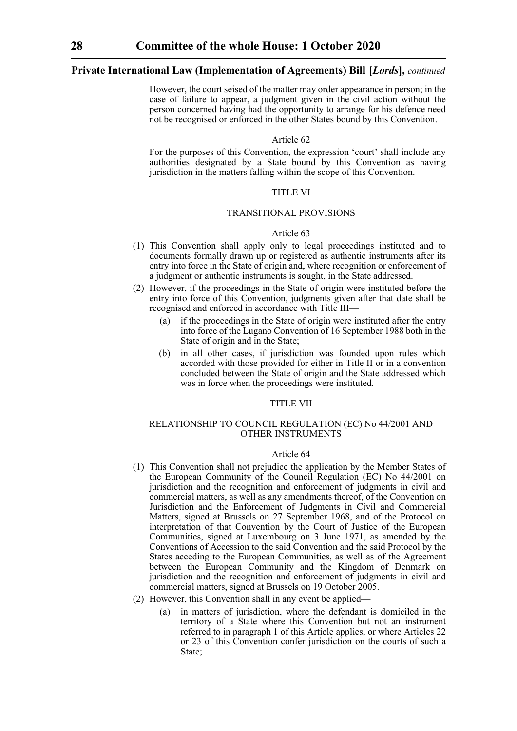However, the court seised of the matter may order appearance in person; in the case of failure to appear, a judgment given in the civil action without the person concerned having had the opportunity to arrange for his defence need not be recognised or enforced in the other States bound by this Convention.

Article 62

For the purposes of this Convention, the expression 'court' shall include any authorities designated by a State bound by this Convention as having jurisdiction in the matters falling within the scope of this Convention.

TITLE VI

TRANSITIONAL PROVISIONS

Article 63

(1) This Convention shall apply only to legal proceedings instituted and to documents formally drawn up or registered as authentic instruments after its entry into force in the State of origin and, where recognition or enforcement of a judgment or authentic instruments is sought, in the State addressed.

(2) However, if the proceedings in the State of origin were instituted before the entry into force of this Convention, judgments given after that date shall be recognised and enforced in accordance with Title III—

  (a) if the proceedings in the State of origin were instituted after the entry into force of the Lugano Convention of 16 September 1988 both in the State of origin and in the State;

  (b) in all other cases, if jurisdiction was founded upon rules which accorded with those provided for either in Title II or in a convention concluded between the State of origin and the State addressed which was in force when the proceedings were instituted.

TITLE VII

RELATIONSHIP TO COUNCIL REGULATION (EC) No 44/2001 AND OTHER INSTRUMENTS

Article 64

(1) This Convention shall not prejudice the application by the Member States of the European Community of the Council Regulation (EC) No 44/2001 on jurisdiction and the recognition and enforcement of judgments in civil and commercial matters, as well as any amendments thereof, of the Convention on Jurisdiction and the Enforcement of Judgments in Civil and Commercial Matters, signed at Brussels on 27 September 1968, and of the Protocol on interpretation of that Convention by the Court of Justice of the European Communities, signed at Luxembourg on 3 June 1971, as amended by the Conventions of Accession to the said Convention and the said Protocol by the States acceding to the European Communities, as well as of the Agreement between the European Community and the Kingdom of Denmark on jurisdiction and the recognition and enforcement of judgments in civil and commercial matters, signed at Brussels on 19 October 2005.

(2) However, this Convention shall in any event be applied—

  (a) in matters of jurisdiction, where the defendant is domiciled in the territory of a State where this Convention but not an instrument referred to in paragraph 1 of this Article applies, or where Articles 22 or 23 of this Convention confer jurisdiction on the courts of such a State;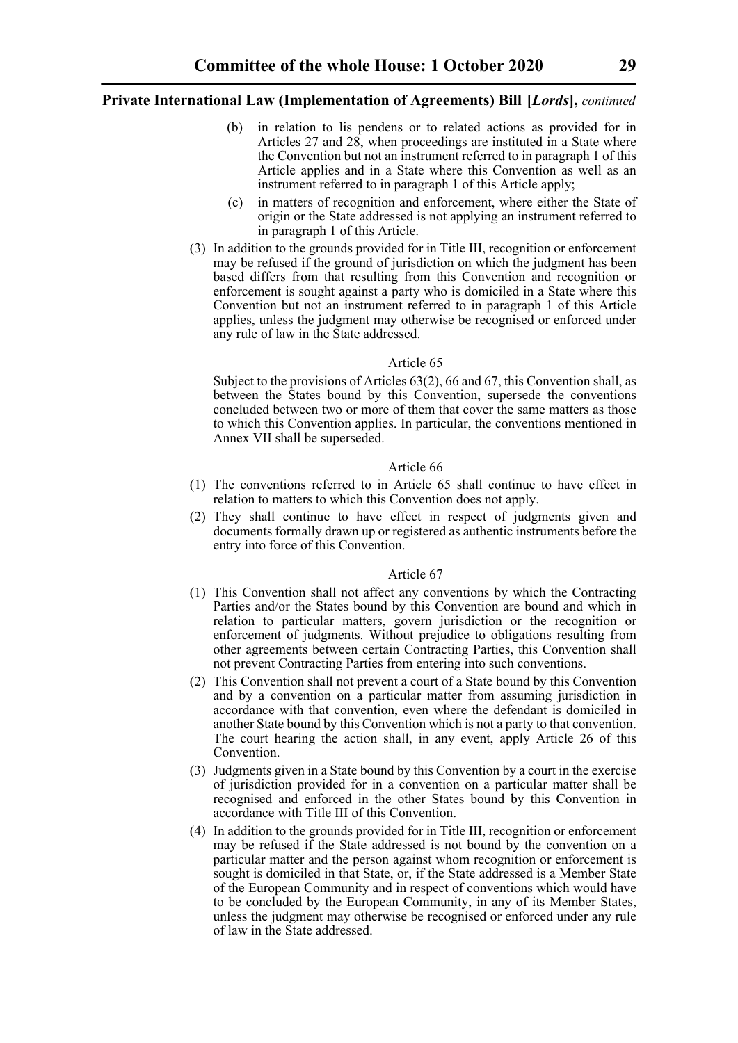(b) in relation to lis pendens or to related actions as provided for in Articles 27 and 28, when proceedings are instituted in a State where the Convention but not an instrument referred to in paragraph 1 of this Article applies and in a State where this Convention as well as an instrument referred to in paragraph 1 of this Article apply;

(c) in matters of recognition and enforcement, where either the State of origin or the State addressed is not applying an instrument referred to in paragraph 1 of this Article.

(3) In addition to the grounds provided for in Title III, recognition or enforcement may be refused if the ground of jurisdiction on which the judgment has been based differs from that resulting from this Convention and recognition or enforcement is sought against a party who is domiciled in a State where this Convention but not an instrument referred to in paragraph 1 of this Article applies, unless the judgment may otherwise be recognised or enforced under any rule of law in the State addressed.

Article 65

Subject to the provisions of Articles 63(2), 66 and 67, this Convention shall, as between the States bound by this Convention, supersede the conventions concluded between two or more of them that cover the same matters as those to which this Convention applies. In particular, the conventions mentioned in Annex VII shall be superseded.

Article 66

(1) The conventions referred to in Article 65 shall continue to have effect in relation to matters to which this Convention does not apply.

(2) They shall continue to have effect in respect of judgments given and documents formally drawn up or registered as authentic instruments before the entry into force of this Convention.

Article 67

(1) This Convention shall not affect any conventions by which the Contracting Parties and/or the States bound by this Convention are bound and which in relation to particular matters, govern jurisdiction or the recognition or enforcement of judgments. Without prejudice to obligations resulting from other agreements between certain Contracting Parties, this Convention shall not prevent Contracting Parties from entering into such conventions.

(2) This Convention shall not prevent a court of a State bound by this Convention and by a convention on a particular matter from assuming jurisdiction in accordance with that convention, even where the defendant is domiciled in another State bound by this Convention which is not a party to that convention. The court hearing the action shall, in any event, apply Article 26 of this Convention.

(3) Judgments given in a State bound by this Convention by a court in the exercise of jurisdiction provided for in a convention on a particular matter shall be recognised and enforced in the other States bound by this Convention in accordance with Title III of this Convention.

(4) In addition to the grounds provided for in Title III, recognition or enforcement may be refused if the State addressed is not bound by the convention on a particular matter and the person against whom recognition or enforcement is sought is domiciled in that State, or, if the State addressed is a Member State of the European Community and in respect of conventions which would have to be concluded by the European Community, in any of its Member States, unless the judgment may otherwise be recognised or enforced under any rule of law in the State addressed.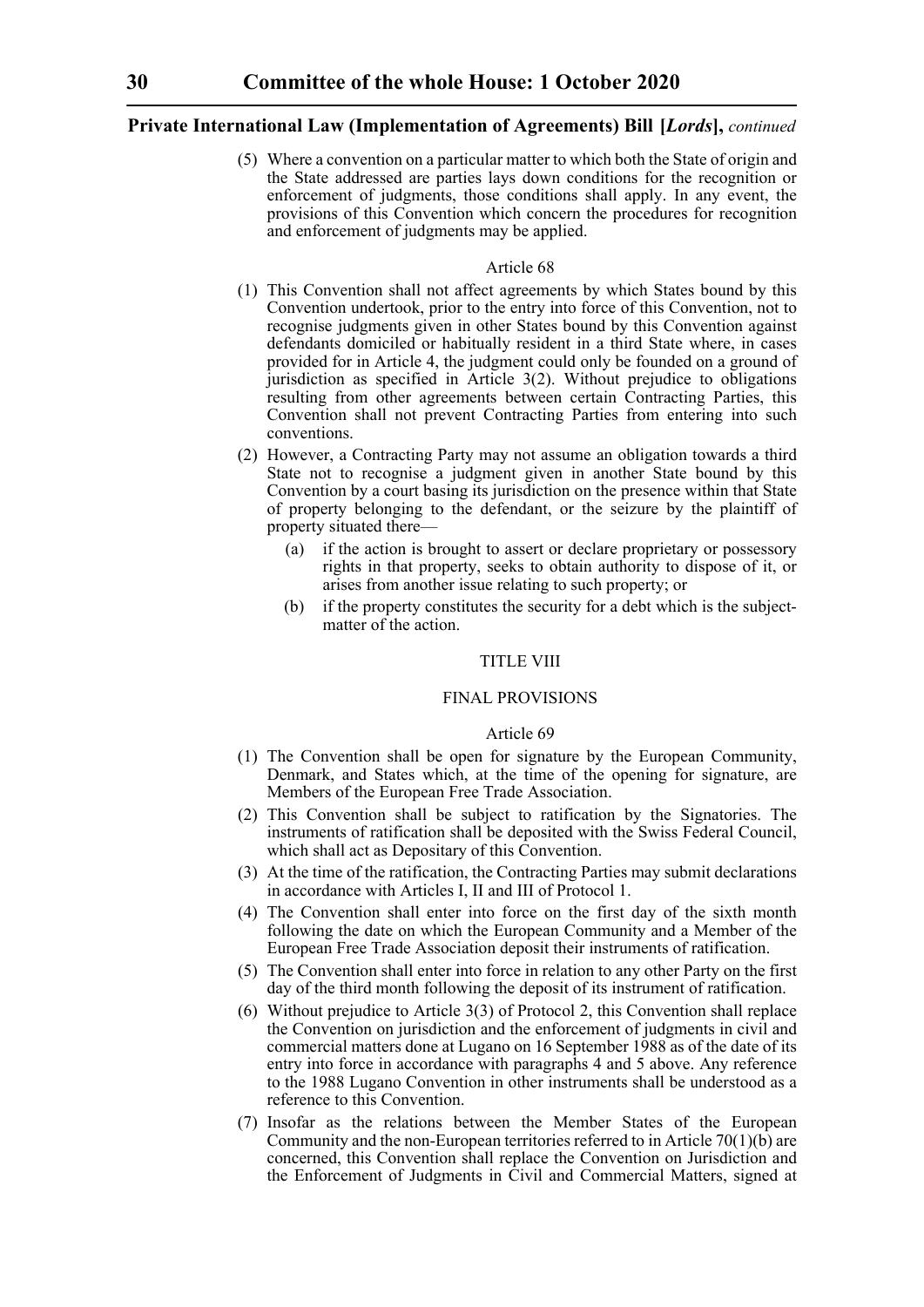(5) Where a convention on a particular matter to which both the State of origin and the State addressed are parties lays down conditions for the recognition or enforcement of judgments, those conditions shall apply. In any event, the provisions of this Convention which concern the procedures for recognition and enforcement of judgments may be applied.

Article 68

(1) This Convention shall not affect agreements by which States bound by this Convention undertook, prior to the entry into force of this Convention, not to recognise judgments given in other States bound by this Convention against defendants domiciled or habitually resident in a third State where, in cases provided for in Article 4, the judgment could only be founded on a ground of jurisdiction as specified in Article 3(2). Without prejudice to obligations resulting from other agreements between certain Contracting Parties, this Convention shall not prevent Contracting Parties from entering into such conventions.

(2) However, a Contracting Party may not assume an obligation towards a third State not to recognise a judgment given in another State bound by this Convention by a court basing its jurisdiction on the presence within that State of property belonging to the defendant, or the seizure by the plaintiff of property situated there—

(a) if the action is brought to assert or declare proprietary or possessory rights in that property, seeks to obtain authority to dispose of it, or arises from another issue relating to such property; or

(b) if the property constitutes the security for a debt which is the subject-matter of the action.

TITLE VIII

FINAL PROVISIONS

Article 69

(1) The Convention shall be open for signature by the European Community, Denmark, and States which, at the time of the opening for signature, are Members of the European Free Trade Association.

(2) This Convention shall be subject to ratification by the Signatories. The instruments of ratification shall be deposited with the Swiss Federal Council, which shall act as Depositary of this Convention.

(3) At the time of the ratification, the Contracting Parties may submit declarations in accordance with Articles I, II and III of Protocol 1.

(4) The Convention shall enter into force on the first day of the sixth month following the date on which the European Community and a Member of the European Free Trade Association deposit their instruments of ratification.

(5) The Convention shall enter into force in relation to any other Party on the first day of the third month following the deposit of its instrument of ratification.

(6) Without prejudice to Article 3(3) of Protocol 2, this Convention shall replace the Convention on jurisdiction and the enforcement of judgments in civil and commercial matters done at Lugano on 16 September 1988 as of the date of its entry into force in accordance with paragraphs 4 and 5 above. Any reference to the 1988 Lugano Convention in other instruments shall be understood as a reference to this Convention.

(7) Insofar as the relations between the Member States of the European Community and the non-European territories referred to in Article 70(1)(b) are concerned, this Convention shall replace the Convention on Jurisdiction and the Enforcement of Judgments in Civil and Commercial Matters, signed at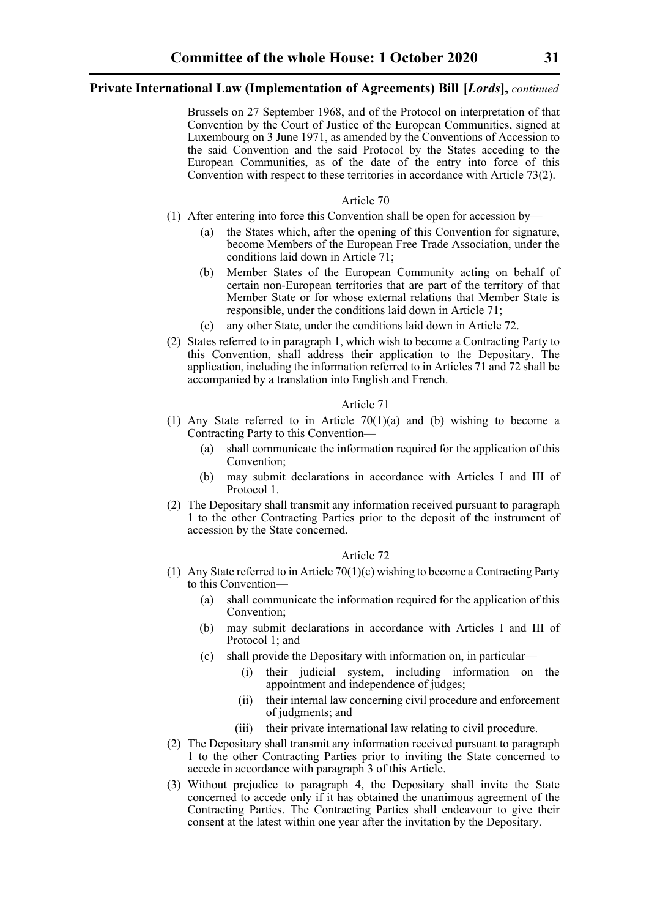Brussels on 27 September 1968, and of the Protocol on interpretation of that Convention by the Court of Justice of the European Communities, signed at Luxembourg on 3 June 1971, as amended by the Conventions of Accession to the said Convention and the said Protocol by the States acceding to the European Communities, as of the date of the entry into force of this Convention with respect to these territories in accordance with Article 73(2).

Article 70

(1) After entering into force this Convention shall be open for accession by—

   (a) the States which, after the opening of this Convention for signature, become Members of the European Free Trade Association, under the conditions laid down in Article 71;

   (b) Member States of the European Community acting on behalf of certain non-European territories that are part of the territory of that Member State or for whose external relations that Member State is responsible, under the conditions laid down in Article 71;

   (c) any other State, under the conditions laid down in Article 72.

(2) States referred to in paragraph 1, which wish to become a Contracting Party to this Convention, shall address their application to the Depositary. The application, including the information referred to in Articles 71 and 72 shall be accompanied by a translation into English and French.

Article 71

(1) Any State referred to in Article 70(1)(a) and (b) wishing to become a Contracting Party to this Convention—

   (a) shall communicate the information required for the application of this Convention;

   (b) may submit declarations in accordance with Articles I and III of Protocol 1.

(2) The Depositary shall transmit any information received pursuant to paragraph 1 to the other Contracting Parties prior to the deposit of the instrument of accession by the State concerned.

Article 72

(1) Any State referred to in Article 70(1)(c) wishing to become a Contracting Party to this Convention—

   (a) shall communicate the information required for the application of this Convention;

   (b) may submit declarations in accordance with Articles I and III of Protocol 1; and

   (c) shall provide the Depositary with information on, in particular—

      (i) their judicial system, including information on the appointment and independence of judges;

      (ii) their internal law concerning civil procedure and enforcement of judgments; and

      (iii) their private international law relating to civil procedure.

(2) The Depositary shall transmit any information received pursuant to paragraph 1 to the other Contracting Parties prior to inviting the State concerned to accede in accordance with paragraph 3 of this Article.

(3) Without prejudice to paragraph 4, the Depositary shall invite the State concerned to accede only if it has obtained the unanimous agreement of the Contracting Parties. The Contracting Parties shall endeavour to give their consent at the latest within one year after the invitation by the Depositary.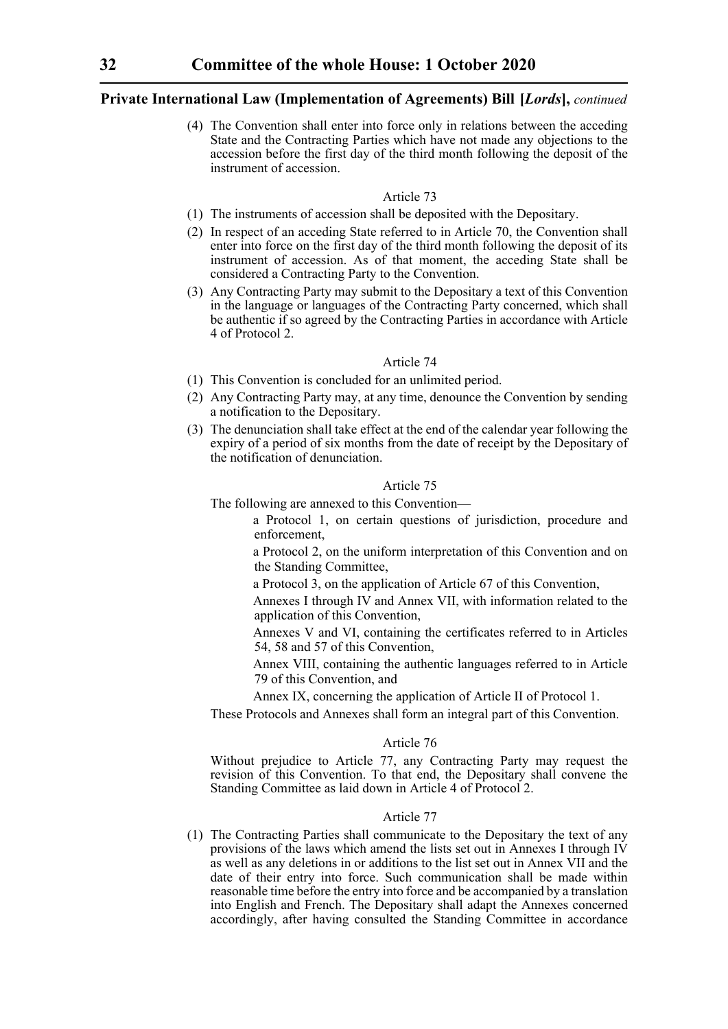(4) The Convention shall enter into force only in relations between the acceding State and the Contracting Parties which have not made any objections to the accession before the first day of the third month following the deposit of the instrument of accession.

Article 73

(1) The instruments of accession shall be deposited with the Depositary.

(2) In respect of an acceding State referred to in Article 70, the Convention shall enter into force on the first day of the third month following the deposit of its instrument of accession. As of that moment, the acceding State shall be considered a Contracting Party to the Convention.

(3) Any Contracting Party may submit to the Depositary a text of this Convention in the language or languages of the Contracting Party concerned, which shall be authentic if so agreed by the Contracting Parties in accordance with Article 4 of Protocol 2.

Article 74

(1) This Convention is concluded for an unlimited period.

(2) Any Contracting Party may, at any time, denounce the Convention by sending a notification to the Depositary.

(3) The denunciation shall take effect at the end of the calendar year following the expiry of a period of six months from the date of receipt by the Depositary of the notification of denunciation.

Article 75

The following are annexed to this Convention—

a Protocol 1, on certain questions of jurisdiction, procedure and enforcement,

a Protocol 2, on the uniform interpretation of this Convention and on the Standing Committee,

a Protocol 3, on the application of Article 67 of this Convention,

Annexes I through IV and Annex VII, with information related to the application of this Convention,

Annexes V and VI, containing the certificates referred to in Articles 54, 58 and 57 of this Convention,

Annex VIII, containing the authentic languages referred to in Article 79 of this Convention, and

Annex IX, concerning the application of Article II of Protocol 1.

These Protocols and Annexes shall form an integral part of this Convention.

Article 76

Without prejudice to Article 77, any Contracting Party may request the revision of this Convention. To that end, the Depositary shall convene the Standing Committee as laid down in Article 4 of Protocol 2.

Article 77

(1) The Contracting Parties shall communicate to the Depositary the text of any provisions of the laws which amend the lists set out in Annexes I through IV as well as any deletions in or additions to the list set out in Annex VII and the date of their entry into force. Such communication shall be made within reasonable time before the entry into force and be accompanied by a translation into English and French. The Depositary shall adapt the Annexes concerned accordingly, after having consulted the Standing Committee in accordance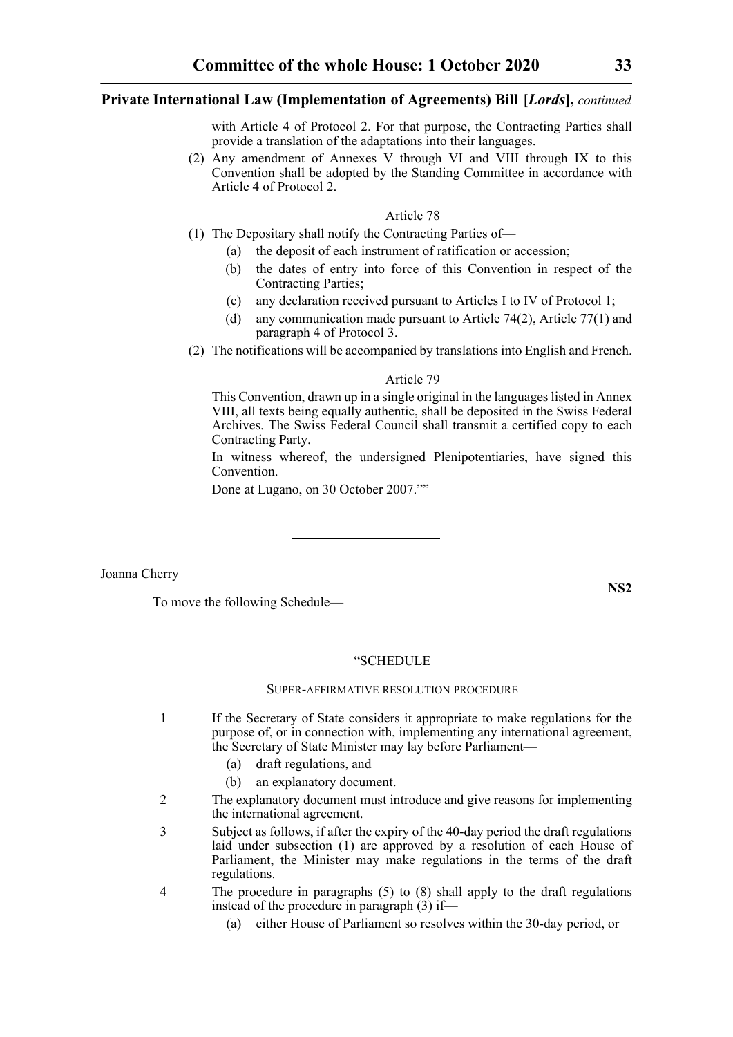with Article 4 of Protocol 2. For that purpose, the Contracting Parties shall provide a translation of the adaptations into their languages.

(2) Any amendment of Annexes V through VI and VIII through IX to this Convention shall be adopted by the Standing Committee in accordance with Article 4 of Protocol 2.

Article 78

(1) The Depositary shall notify the Contracting Parties of—

(a) the deposit of each instrument of ratification or accession;

(b) the dates of entry into force of this Convention in respect of the Contracting Parties;

(c) any declaration received pursuant to Articles I to IV of Protocol 1;

(d) any communication made pursuant to Article 74(2), Article 77(1) and paragraph 4 of Protocol 3.

(2) The notifications will be accompanied by translations into English and French.

Article 79

This Convention, drawn up in a single original in the languages listed in Annex VIII, all texts being equally authentic, shall be deposited in the Swiss Federal Archives. The Swiss Federal Council shall transmit a certified copy to each Contracting Party.

In witness whereof, the undersigned Plenipotentiaries, have signed this Convention.

Done at Lugano, on 30 October 2007.""

---

Joanna Cherry

**NS2**

To move the following Schedule—

"SCHEDULE

SUPER-AFFIRMATIVE RESOLUTION PROCEDURE

1 If the Secretary of State considers it appropriate to make regulations for the purpose of, or in connection with, implementing any international agreement, the Secretary of State Minister may lay before Parliament—

(a) draft regulations, and

(b) an explanatory document.

2 The explanatory document must introduce and give reasons for implementing the international agreement.

3 Subject as follows, if after the expiry of the 40-day period the draft regulations laid under subsection (1) are approved by a resolution of each House of Parliament, the Minister may make regulations in the terms of the draft regulations.

4 The procedure in paragraphs (5) to (8) shall apply to the draft regulations instead of the procedure in paragraph (3) if—

(a) either House of Parliament so resolves within the 30-day period, or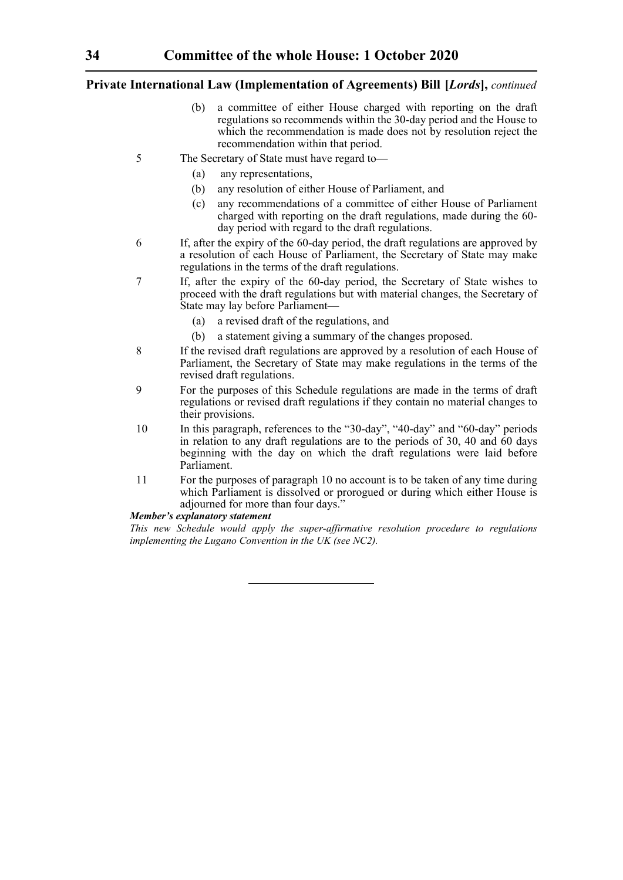**Private International Law (Implementation of Agreements) Bill [*Lords*],** *continued*

(b) a committee of either House charged with reporting on the draft regulations so recommends within the 30-day period and the House to which the recommendation is made does not by resolution reject the recommendation within that period.

5 The Secretary of State must have regard to—

(a) any representations,

(b) any resolution of either House of Parliament, and

(c) any recommendations of a committee of either House of Parliament charged with reporting on the draft regulations, made during the 60-day period with regard to the draft regulations.

6 If, after the expiry of the 60-day period, the draft regulations are approved by a resolution of each House of Parliament, the Secretary of State may make regulations in the terms of the draft regulations.

7 If, after the expiry of the 60-day period, the Secretary of State wishes to proceed with the draft regulations but with material changes, the Secretary of State may lay before Parliament—

(a) a revised draft of the regulations, and

(b) a statement giving a summary of the changes proposed.

8 If the revised draft regulations are approved by a resolution of each House of Parliament, the Secretary of State may make regulations in the terms of the revised draft regulations.

9 For the purposes of this Schedule regulations are made in the terms of draft regulations or revised draft regulations if they contain no material changes to their provisions.

10 In this paragraph, references to the "30-day", "40-day" and "60-day" periods in relation to any draft regulations are to the periods of 30, 40 and 60 days beginning with the day on which the draft regulations were laid before Parliament.

11 For the purposes of paragraph 10 no account is to be taken of any time during which Parliament is dissolved or prorogued or during which either House is adjourned for more than four days."

***Member's explanatory statement***

*This new Schedule would apply the super-affirmative resolution procedure to regulations implementing the Lugano Convention in the UK (see NC2).*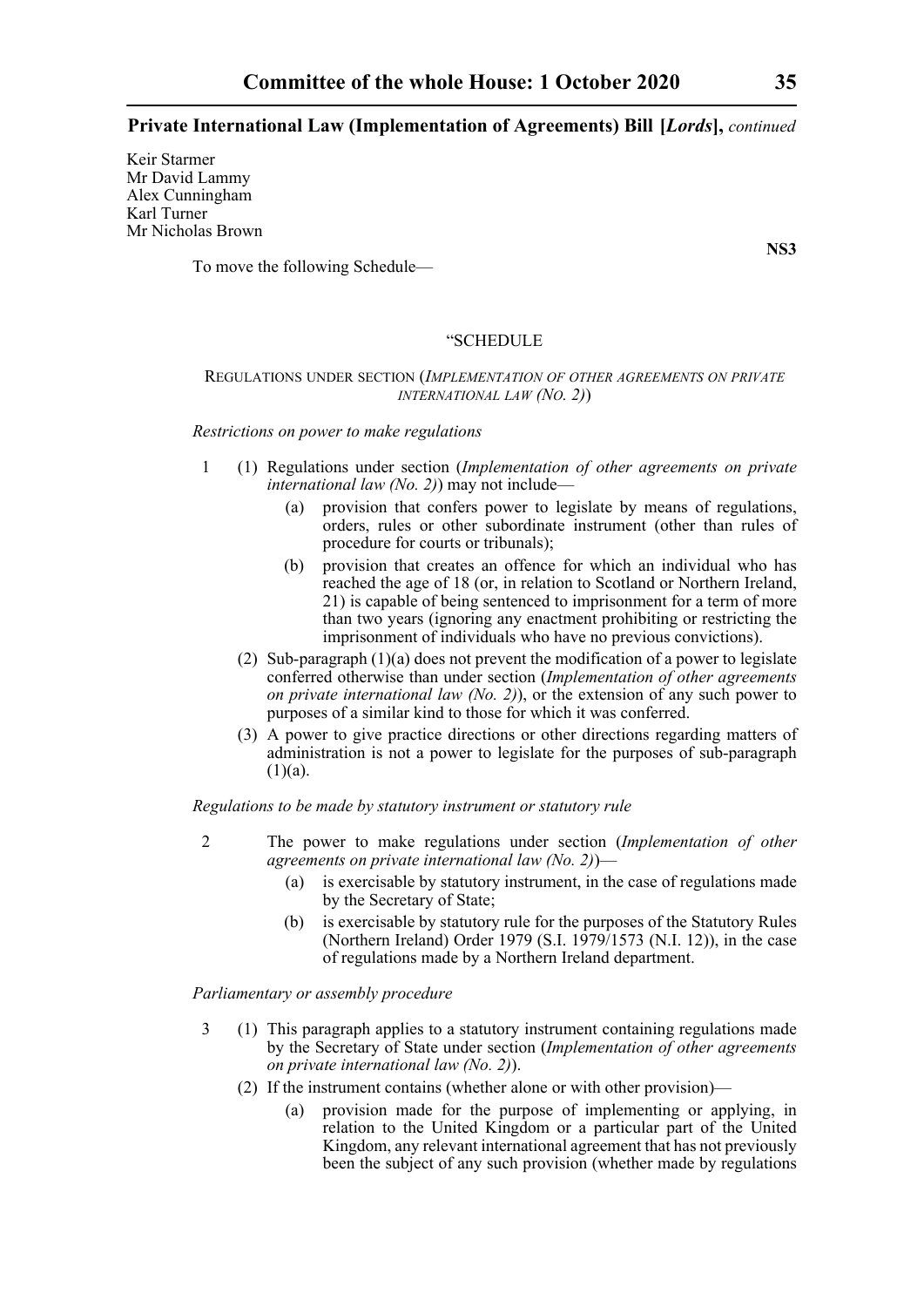Keir Starmer
Mr David Lammy
Alex Cunningham
Karl Turner
Mr Nicholas Brown

**NS3**

To move the following Schedule—

"SCHEDULE

REGULATIONS UNDER SECTION (*IMPLEMENTATION OF OTHER AGREEMENTS ON PRIVATE INTERNATIONAL LAW (NO. 2)*)

*Restrictions on power to make regulations*

1 (1) Regulations under section (*Implementation of other agreements on private international law (No. 2)*) may not include—

(a) provision that confers power to legislate by means of regulations, orders, rules or other subordinate instrument (other than rules of procedure for courts or tribunals);

(b) provision that creates an offence for which an individual who has reached the age of 18 (or, in relation to Scotland or Northern Ireland, 21) is capable of being sentenced to imprisonment for a term of more than two years (ignoring any enactment prohibiting or restricting the imprisonment of individuals who have no previous convictions).

(2) Sub-paragraph (1)(a) does not prevent the modification of a power to legislate conferred otherwise than under section (*Implementation of other agreements on private international law (No. 2)*), or the extension of any such power to purposes of a similar kind to those for which it was conferred.

(3) A power to give practice directions or other directions regarding matters of administration is not a power to legislate for the purposes of sub-paragraph (1)(a).

*Regulations to be made by statutory instrument or statutory rule*

2 The power to make regulations under section (*Implementation of other agreements on private international law (No. 2)*)—

(a) is exercisable by statutory instrument, in the case of regulations made by the Secretary of State;

(b) is exercisable by statutory rule for the purposes of the Statutory Rules (Northern Ireland) Order 1979 (S.I. 1979/1573 (N.I. 12)), in the case of regulations made by a Northern Ireland department.

*Parliamentary or assembly procedure*

3 (1) This paragraph applies to a statutory instrument containing regulations made by the Secretary of State under section (*Implementation of other agreements on private international law (No. 2)*).

(2) If the instrument contains (whether alone or with other provision)—

(a) provision made for the purpose of implementing or applying, in relation to the United Kingdom or a particular part of the United Kingdom, any relevant international agreement that has not previously been the subject of any such provision (whether made by regulations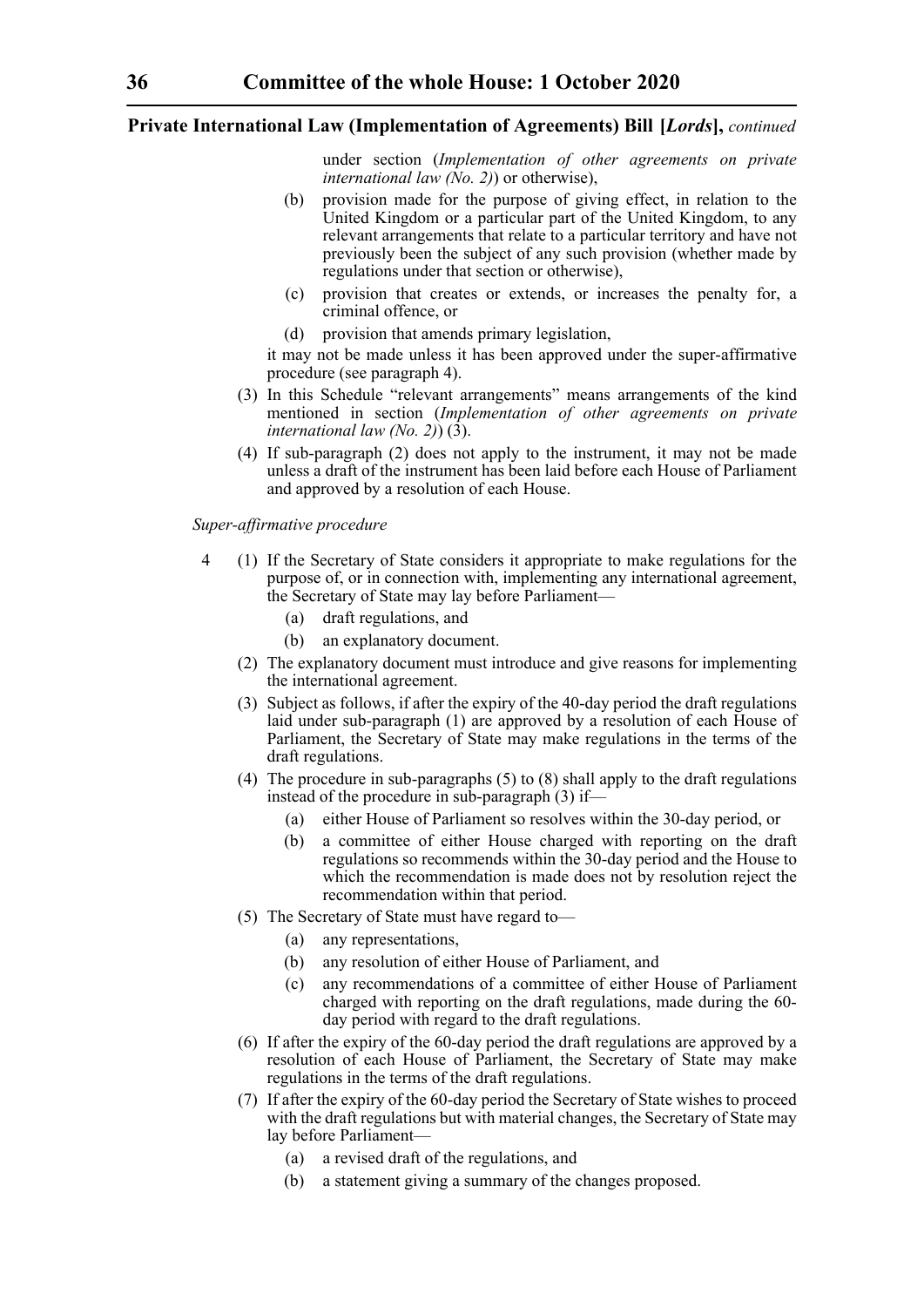under section (*Implementation of other agreements on private international law (No. 2)*) or otherwise),

(b) provision made for the purpose of giving effect, in relation to the United Kingdom or a particular part of the United Kingdom, to any relevant arrangements that relate to a particular territory and have not previously been the subject of any such provision (whether made by regulations under that section or otherwise),

(c) provision that creates or extends, or increases the penalty for, a criminal offence, or

(d) provision that amends primary legislation,

it may not be made unless it has been approved under the super-affirmative procedure (see paragraph 4).

(3) In this Schedule "relevant arrangements" means arrangements of the kind mentioned in section (*Implementation of other agreements on private international law (No. 2)*) (3).

(4) If sub-paragraph (2) does not apply to the instrument, it may not be made unless a draft of the instrument has been laid before each House of Parliament and approved by a resolution of each House.

*Super-affirmative procedure*

4 (1) If the Secretary of State considers it appropriate to make regulations for the purpose of, or in connection with, implementing any international agreement, the Secretary of State may lay before Parliament—

(a) draft regulations, and

(b) an explanatory document.

(2) The explanatory document must introduce and give reasons for implementing the international agreement.

(3) Subject as follows, if after the expiry of the 40-day period the draft regulations laid under sub-paragraph (1) are approved by a resolution of each House of Parliament, the Secretary of State may make regulations in the terms of the draft regulations.

(4) The procedure in sub-paragraphs (5) to (8) shall apply to the draft regulations instead of the procedure in sub-paragraph (3) if—

(a) either House of Parliament so resolves within the 30-day period, or

(b) a committee of either House charged with reporting on the draft regulations so recommends within the 30-day period and the House to which the recommendation is made does not by resolution reject the recommendation within that period.

(5) The Secretary of State must have regard to—

(a) any representations,

(b) any resolution of either House of Parliament, and

(c) any recommendations of a committee of either House of Parliament charged with reporting on the draft regulations, made during the 60-day period with regard to the draft regulations.

(6) If after the expiry of the 60-day period the draft regulations are approved by a resolution of each House of Parliament, the Secretary of State may make regulations in the terms of the draft regulations.

(7) If after the expiry of the 60-day period the Secretary of State wishes to proceed with the draft regulations but with material changes, the Secretary of State may lay before Parliament—

(a) a revised draft of the regulations, and

(b) a statement giving a summary of the changes proposed.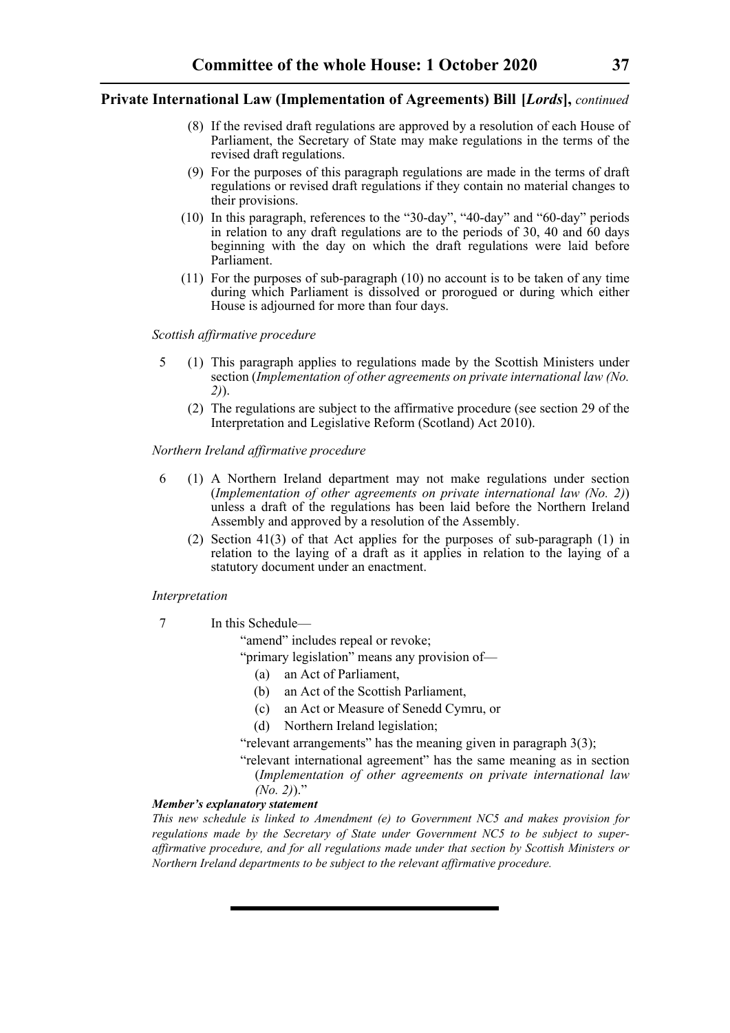(8) If the revised draft regulations are approved by a resolution of each House of Parliament, the Secretary of State may make regulations in the terms of the revised draft regulations.

(9) For the purposes of this paragraph regulations are made in the terms of draft regulations or revised draft regulations if they contain no material changes to their provisions.

(10) In this paragraph, references to the "30-day", "40-day" and "60-day" periods in relation to any draft regulations are to the periods of 30, 40 and 60 days beginning with the day on which the draft regulations were laid before Parliament.

(11) For the purposes of sub-paragraph (10) no account is to be taken of any time during which Parliament is dissolved or prorogued or during which either House is adjourned for more than four days.

*Scottish affirmative procedure*

5 (1) This paragraph applies to regulations made by the Scottish Ministers under section (*Implementation of other agreements on private international law (No. 2)*).

(2) The regulations are subject to the affirmative procedure (see section 29 of the Interpretation and Legislative Reform (Scotland) Act 2010).

*Northern Ireland affirmative procedure*

6 (1) A Northern Ireland department may not make regulations under section (*Implementation of other agreements on private international law (No. 2)*) unless a draft of the regulations has been laid before the Northern Ireland Assembly and approved by a resolution of the Assembly.

(2) Section 41(3) of that Act applies for the purposes of sub-paragraph (1) in relation to the laying of a draft as it applies in relation to the laying of a statutory document under an enactment.

*Interpretation*

7 In this Schedule—

"amend" includes repeal or revoke;

"primary legislation" means any provision of—

(a) an Act of Parliament,

(b) an Act of the Scottish Parliament,

(c) an Act or Measure of Senedd Cymru, or

(d) Northern Ireland legislation;

"relevant arrangements" has the meaning given in paragraph 3(3);

"relevant international agreement" has the same meaning as in section (*Implementation of other agreements on private international law (No. 2)*)."

***Member's explanatory statement***

*This new schedule is linked to Amendment (e) to Government NC5 and makes provision for regulations made by the Secretary of State under Government NC5 to be subject to super-affirmative procedure, and for all regulations made under that section by Scottish Ministers or Northern Ireland departments to be subject to the relevant affirmative procedure.*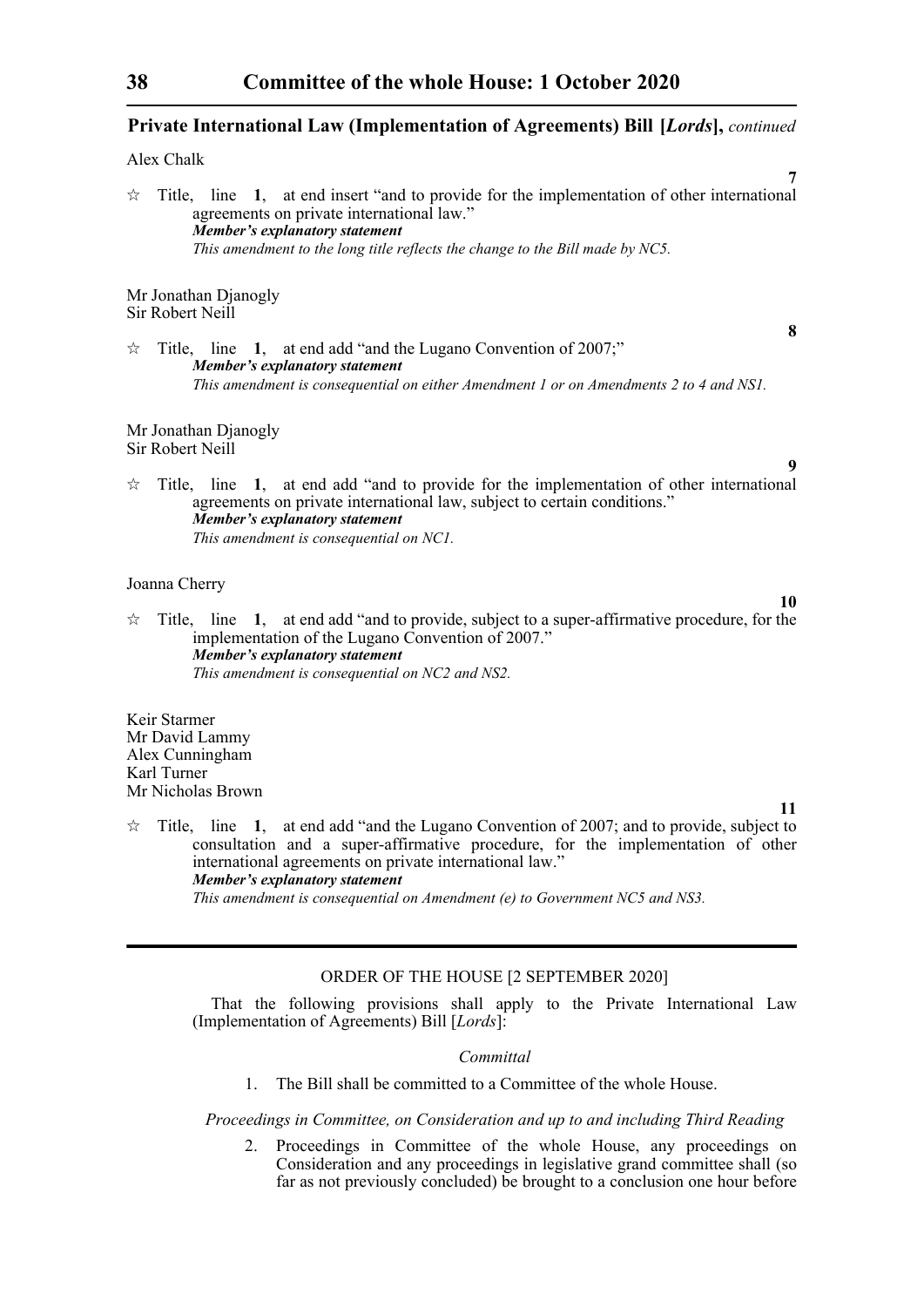**Private International Law (Implementation of Agreements) Bill [*Lords*],** *continued*

Alex Chalk

**7**

☆ Title, line **1**, at end insert "and to provide for the implementation of other international agreements on private international law."

***Member's explanatory statement***

*This amendment to the long title reflects the change to the Bill made by NC5.*

Mr Jonathan Djanogly
Sir Robert Neill

**8**

☆ Title, line **1**, at end add "and the Lugano Convention of 2007;"

***Member's explanatory statement***

*This amendment is consequential on either Amendment 1 or on Amendments 2 to 4 and NS1.*

Mr Jonathan Djanogly
Sir Robert Neill

**9**

☆ Title, line **1**, at end add "and to provide for the implementation of other international agreements on private international law, subject to certain conditions."

***Member's explanatory statement***

*This amendment is consequential on NC1.*

Joanna Cherry

**10**

☆ Title, line **1**, at end add "and to provide, subject to a super-affirmative procedure, for the implementation of the Lugano Convention of 2007."

***Member's explanatory statement***

*This amendment is consequential on NC2 and NS2.*

Keir Starmer
Mr David Lammy
Alex Cunningham
Karl Turner
Mr Nicholas Brown

**11**

☆ Title, line **1**, at end add "and the Lugano Convention of 2007; and to provide, subject to consultation and a super-affirmative procedure, for the implementation of other international agreements on private international law."

***Member's explanatory statement***

*This amendment is consequential on Amendment (e) to Government NC5 and NS3.*

---

ORDER OF THE HOUSE [2 SEPTEMBER 2020]

That the following provisions shall apply to the Private International Law (Implementation of Agreements) Bill [*Lords*]:

*Committal*

1. The Bill shall be committed to a Committee of the whole House.

*Proceedings in Committee, on Consideration and up to and including Third Reading*

2. Proceedings in Committee of the whole House, any proceedings on Consideration and any proceedings in legislative grand committee shall (so far as not previously concluded) be brought to a conclusion one hour before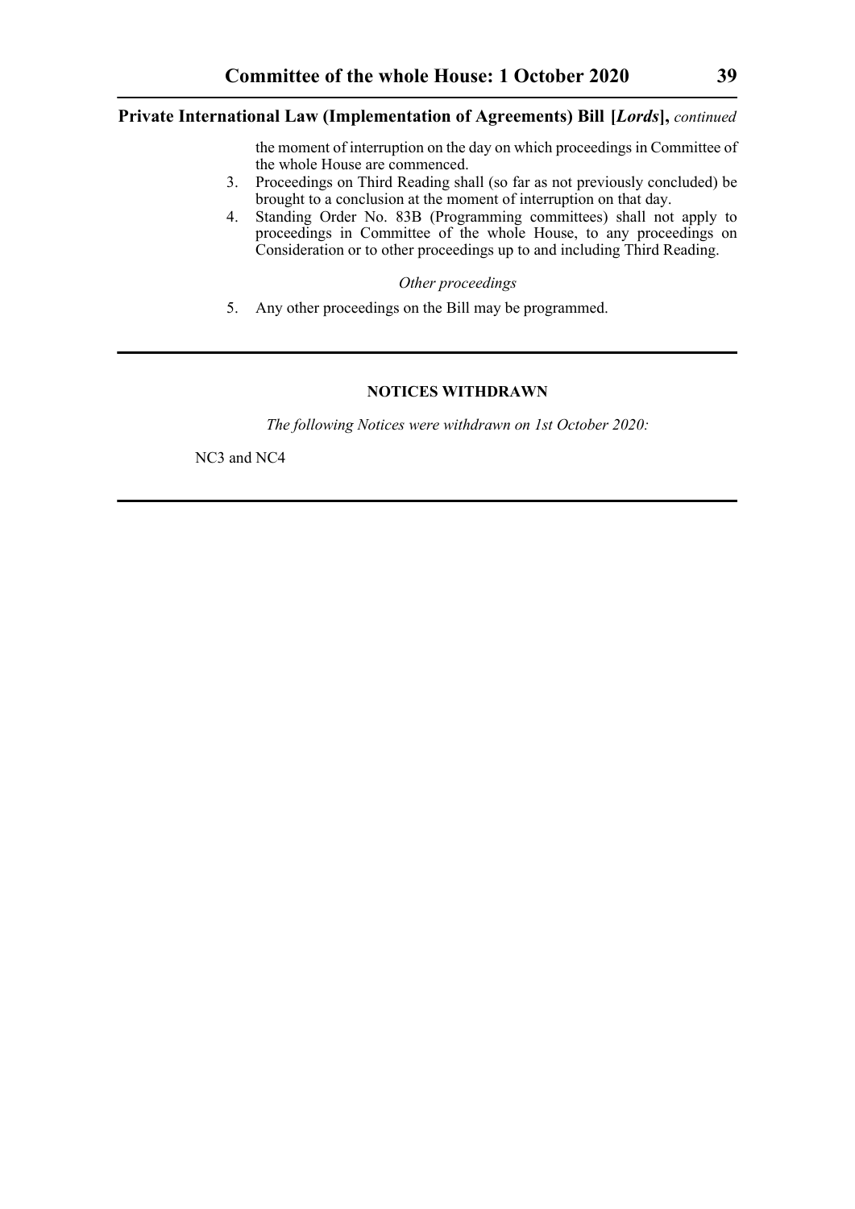the moment of interruption on the day on which proceedings in Committee of the whole House are commenced.

3. Proceedings on Third Reading shall (so far as not previously concluded) be brought to a conclusion at the moment of interruption on that day.
4. Standing Order No. 83B (Programming committees) shall not apply to proceedings in Committee of the whole House, to any proceedings on Consideration or to other proceedings up to and including Third Reading.

*Other proceedings*

5. Any other proceedings on the Bill may be programmed.

---

**NOTICES WITHDRAWN**

*The following Notices were withdrawn on 1st October 2020:*

NC3 and NC4